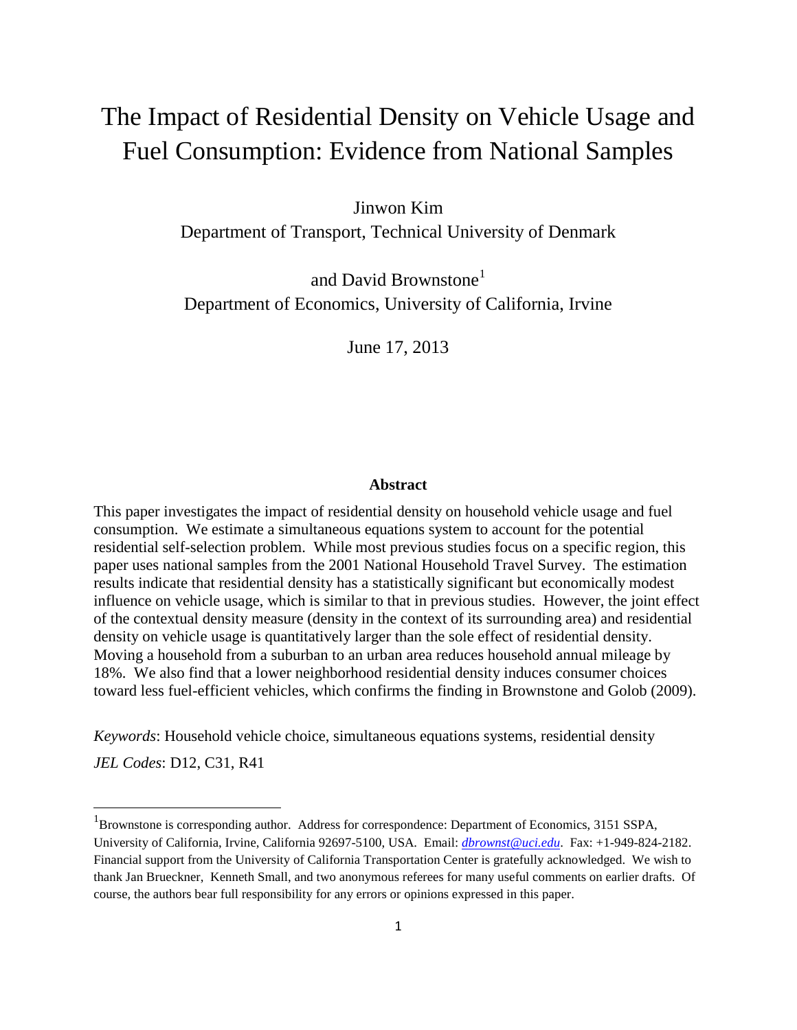# The Impact of Residential Density on Vehicle Usage and Fuel Consumption: Evidence from National Samples

Jinwon Kim
Department of Transport, Technical University of Denmark

and David Brownstone[1]
Department of Economics, University of California, Irvine

June 17, 2013

## Abstract

This paper investigates the impact of residential density on household vehicle usage and fuel consumption. We estimate a simultaneous equations system to account for the potential residential self-selection problem. While most previous studies focus on a specific region, this paper uses national samples from the 2001 National Household Travel Survey. The estimation results indicate that residential density has a statistically significant but economically modest influence on vehicle usage, which is similar to that in previous studies. However, the joint effect of the contextual density measure (density in the context of its surrounding area) and residential density on vehicle usage is quantitatively larger than the sole effect of residential density. Moving a household from a suburban to an urban area reduces household annual mileage by 18%. We also find that a lower neighborhood residential density induces consumer choices toward less fuel-efficient vehicles, which confirms the finding in Brownstone and Golob (2009).

*Keywords*: Household vehicle choice, simultaneous equations systems, residential density

*JEL Codes*: D12, C31, R41

---

[1] Brownstone is corresponding author. Address for correspondence: Department of Economics, 3151 SSPA, University of California, Irvine, California 92697-5100, USA. Email: *dbrownst@uci.edu*. Fax: +1-949-824-2182. Financial support from the University of California Transportation Center is gratefully acknowledged. We wish to thank Jan Brueckner, Kenneth Small, and two anonymous referees for many useful comments on earlier drafts. Of course, the authors bear full responsibility for any errors or opinions expressed in this paper.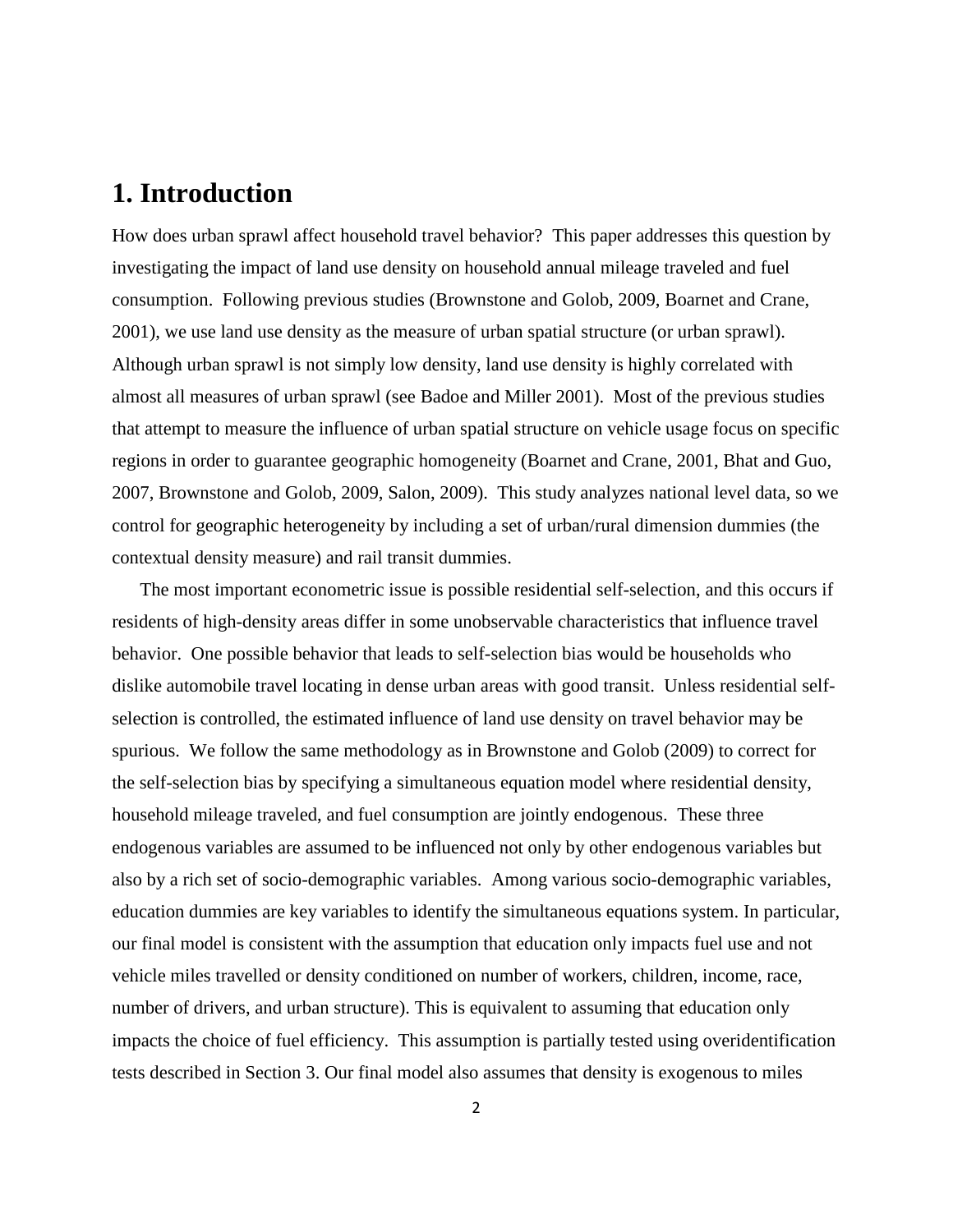# 1. Introduction

How does urban sprawl affect household travel behavior? This paper addresses this question by investigating the impact of land use density on household annual mileage traveled and fuel consumption. Following previous studies (Brownstone and Golob, 2009, Boarnet and Crane, 2001), we use land use density as the measure of urban spatial structure (or urban sprawl). Although urban sprawl is not simply low density, land use density is highly correlated with almost all measures of urban sprawl (see Badoe and Miller 2001). Most of the previous studies that attempt to measure the influence of urban spatial structure on vehicle usage focus on specific regions in order to guarantee geographic homogeneity (Boarnet and Crane, 2001, Bhat and Guo, 2007, Brownstone and Golob, 2009, Salon, 2009). This study analyzes national level data, so we control for geographic heterogeneity by including a set of urban/rural dimension dummies (the contextual density measure) and rail transit dummies.

The most important econometric issue is possible residential self-selection, and this occurs if residents of high-density areas differ in some unobservable characteristics that influence travel behavior. One possible behavior that leads to self-selection bias would be households who dislike automobile travel locating in dense urban areas with good transit. Unless residential self-selection is controlled, the estimated influence of land use density on travel behavior may be spurious. We follow the same methodology as in Brownstone and Golob (2009) to correct for the self-selection bias by specifying a simultaneous equation model where residential density, household mileage traveled, and fuel consumption are jointly endogenous. These three endogenous variables are assumed to be influenced not only by other endogenous variables but also by a rich set of socio-demographic variables. Among various socio-demographic variables, education dummies are key variables to identify the simultaneous equations system. In particular, our final model is consistent with the assumption that education only impacts fuel use and not vehicle miles travelled or density conditioned on number of workers, children, income, race, number of drivers, and urban structure). This is equivalent to assuming that education only impacts the choice of fuel efficiency. This assumption is partially tested using overidentification tests described in Section 3. Our final model also assumes that density is exogenous to miles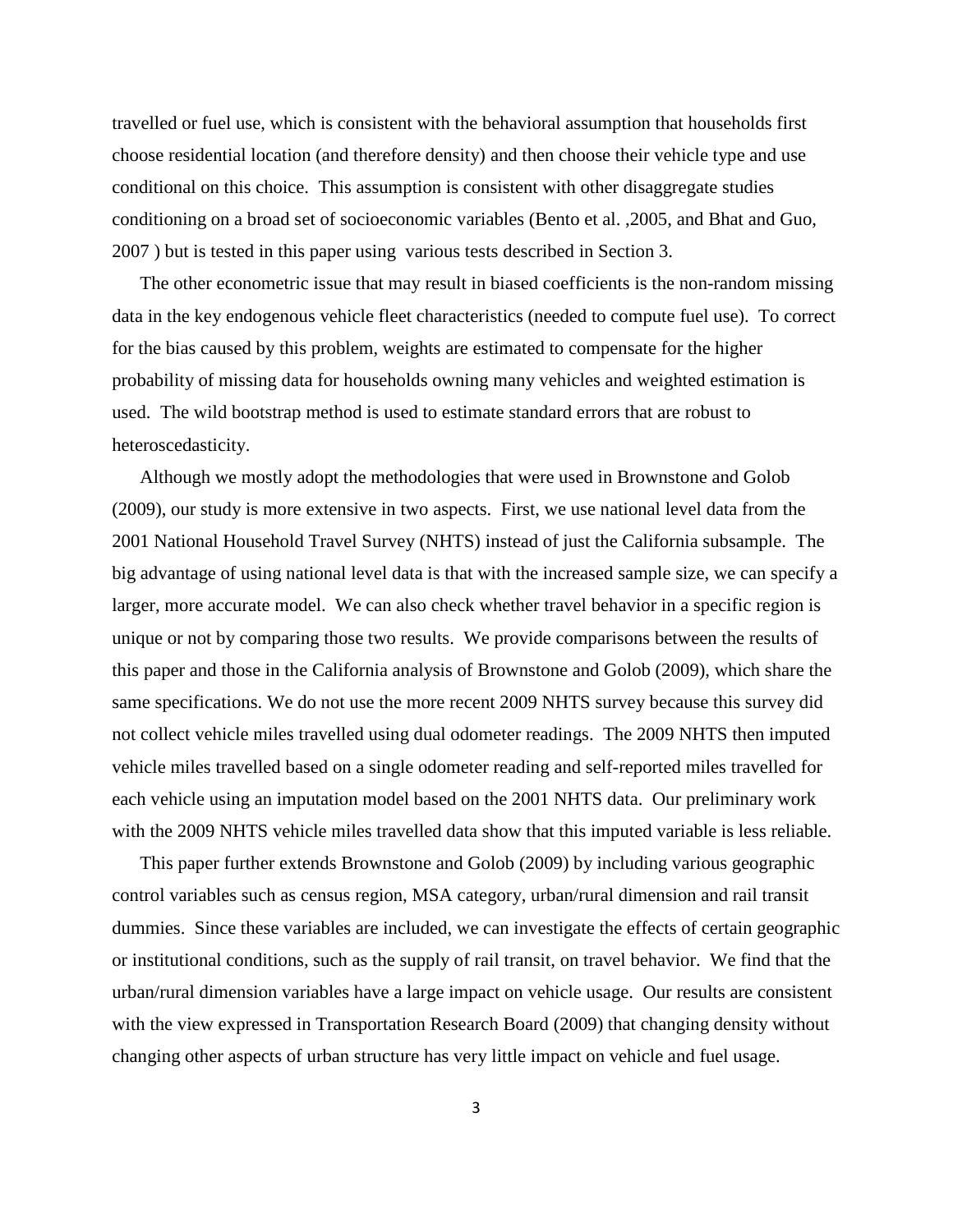travelled or fuel use, which is consistent with the behavioral assumption that households first choose residential location (and therefore density) and then choose their vehicle type and use conditional on this choice. This assumption is consistent with other disaggregate studies conditioning on a broad set of socioeconomic variables (Bento et al. ,2005, and Bhat and Guo, 2007 ) but is tested in this paper using various tests described in Section 3.

The other econometric issue that may result in biased coefficients is the non-random missing data in the key endogenous vehicle fleet characteristics (needed to compute fuel use). To correct for the bias caused by this problem, weights are estimated to compensate for the higher probability of missing data for households owning many vehicles and weighted estimation is used. The wild bootstrap method is used to estimate standard errors that are robust to heteroscedasticity.

Although we mostly adopt the methodologies that were used in Brownstone and Golob (2009), our study is more extensive in two aspects. First, we use national level data from the 2001 National Household Travel Survey (NHTS) instead of just the California subsample. The big advantage of using national level data is that with the increased sample size, we can specify a larger, more accurate model. We can also check whether travel behavior in a specific region is unique or not by comparing those two results. We provide comparisons between the results of this paper and those in the California analysis of Brownstone and Golob (2009), which share the same specifications. We do not use the more recent 2009 NHTS survey because this survey did not collect vehicle miles travelled using dual odometer readings. The 2009 NHTS then imputed vehicle miles travelled based on a single odometer reading and self-reported miles travelled for each vehicle using an imputation model based on the 2001 NHTS data. Our preliminary work with the 2009 NHTS vehicle miles travelled data show that this imputed variable is less reliable.

This paper further extends Brownstone and Golob (2009) by including various geographic control variables such as census region, MSA category, urban/rural dimension and rail transit dummies. Since these variables are included, we can investigate the effects of certain geographic or institutional conditions, such as the supply of rail transit, on travel behavior. We find that the urban/rural dimension variables have a large impact on vehicle usage. Our results are consistent with the view expressed in Transportation Research Board (2009) that changing density without changing other aspects of urban structure has very little impact on vehicle and fuel usage.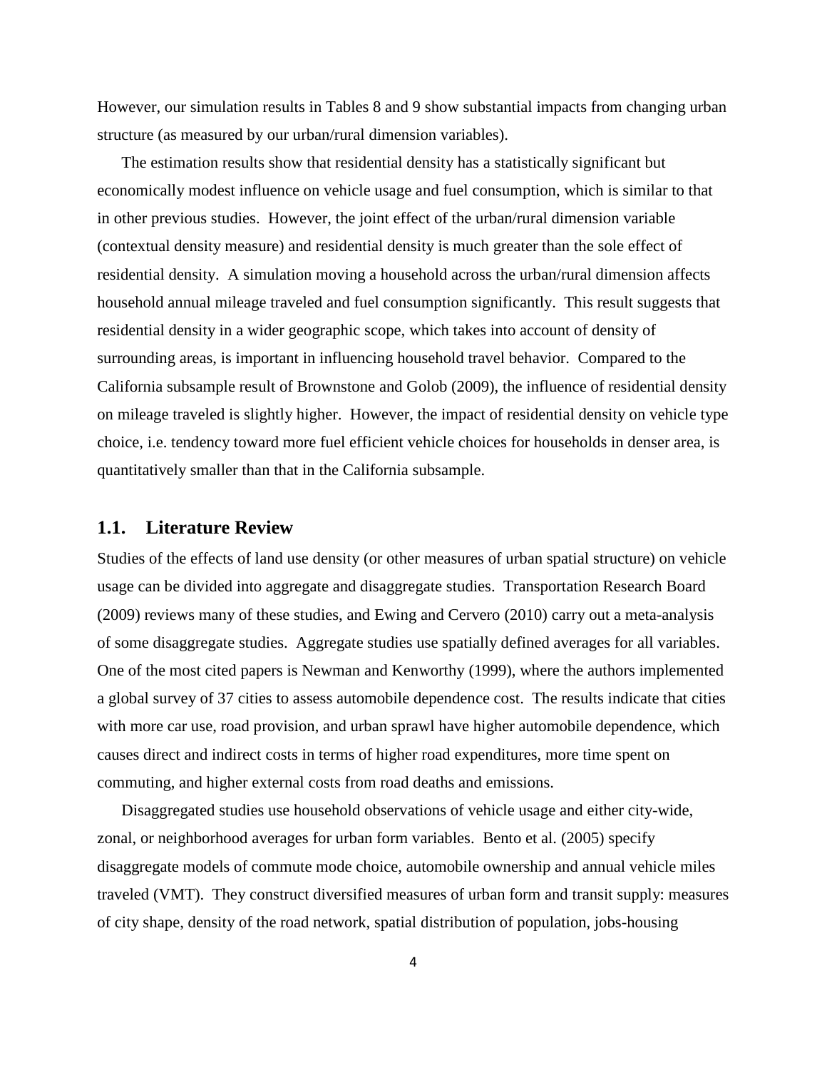However, our simulation results in Tables 8 and 9 show substantial impacts from changing urban structure (as measured by our urban/rural dimension variables).

The estimation results show that residential density has a statistically significant but economically modest influence on vehicle usage and fuel consumption, which is similar to that in other previous studies. However, the joint effect of the urban/rural dimension variable (contextual density measure) and residential density is much greater than the sole effect of residential density. A simulation moving a household across the urban/rural dimension affects household annual mileage traveled and fuel consumption significantly. This result suggests that residential density in a wider geographic scope, which takes into account of density of surrounding areas, is important in influencing household travel behavior. Compared to the California subsample result of Brownstone and Golob (2009), the influence of residential density on mileage traveled is slightly higher. However, the impact of residential density on vehicle type choice, i.e. tendency toward more fuel efficient vehicle choices for households in denser area, is quantitatively smaller than that in the California subsample.

## 1.1. Literature Review

Studies of the effects of land use density (or other measures of urban spatial structure) on vehicle usage can be divided into aggregate and disaggregate studies. Transportation Research Board (2009) reviews many of these studies, and Ewing and Cervero (2010) carry out a meta-analysis of some disaggregate studies. Aggregate studies use spatially defined averages for all variables. One of the most cited papers is Newman and Kenworthy (1999), where the authors implemented a global survey of 37 cities to assess automobile dependence cost. The results indicate that cities with more car use, road provision, and urban sprawl have higher automobile dependence, which causes direct and indirect costs in terms of higher road expenditures, more time spent on commuting, and higher external costs from road deaths and emissions.

Disaggregated studies use household observations of vehicle usage and either city-wide, zonal, or neighborhood averages for urban form variables. Bento et al. (2005) specify disaggregate models of commute mode choice, automobile ownership and annual vehicle miles traveled (VMT). They construct diversified measures of urban form and transit supply: measures of city shape, density of the road network, spatial distribution of population, jobs-housing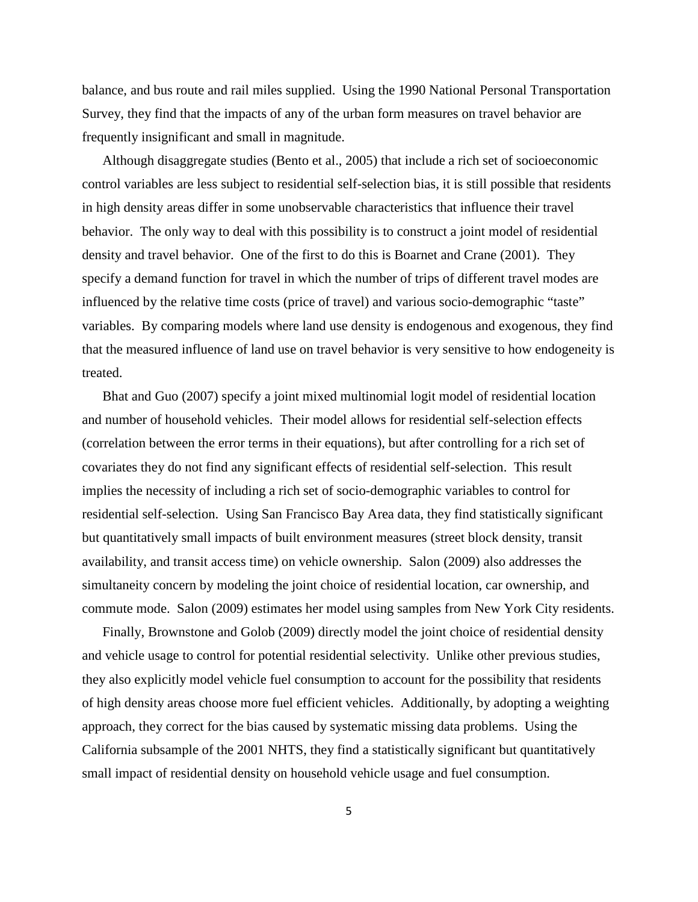balance, and bus route and rail miles supplied. Using the 1990 National Personal Transportation Survey, they find that the impacts of any of the urban form measures on travel behavior are frequently insignificant and small in magnitude.

Although disaggregate studies (Bento et al., 2005) that include a rich set of socioeconomic control variables are less subject to residential self-selection bias, it is still possible that residents in high density areas differ in some unobservable characteristics that influence their travel behavior. The only way to deal with this possibility is to construct a joint model of residential density and travel behavior. One of the first to do this is Boarnet and Crane (2001). They specify a demand function for travel in which the number of trips of different travel modes are influenced by the relative time costs (price of travel) and various socio-demographic "taste" variables. By comparing models where land use density is endogenous and exogenous, they find that the measured influence of land use on travel behavior is very sensitive to how endogeneity is treated.

Bhat and Guo (2007) specify a joint mixed multinomial logit model of residential location and number of household vehicles. Their model allows for residential self-selection effects (correlation between the error terms in their equations), but after controlling for a rich set of covariates they do not find any significant effects of residential self-selection. This result implies the necessity of including a rich set of socio-demographic variables to control for residential self-selection. Using San Francisco Bay Area data, they find statistically significant but quantitatively small impacts of built environment measures (street block density, transit availability, and transit access time) on vehicle ownership. Salon (2009) also addresses the simultaneity concern by modeling the joint choice of residential location, car ownership, and commute mode. Salon (2009) estimates her model using samples from New York City residents.

Finally, Brownstone and Golob (2009) directly model the joint choice of residential density and vehicle usage to control for potential residential selectivity. Unlike other previous studies, they also explicitly model vehicle fuel consumption to account for the possibility that residents of high density areas choose more fuel efficient vehicles. Additionally, by adopting a weighting approach, they correct for the bias caused by systematic missing data problems. Using the California subsample of the 2001 NHTS, they find a statistically significant but quantitatively small impact of residential density on household vehicle usage and fuel consumption.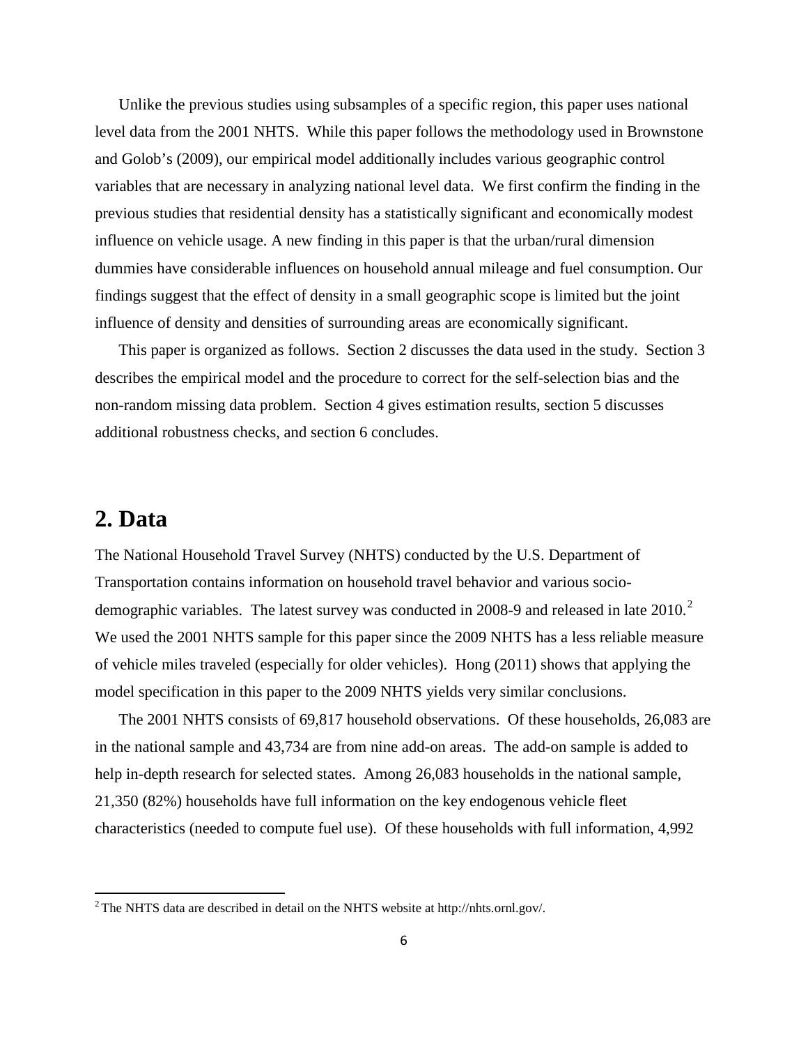Unlike the previous studies using subsamples of a specific region, this paper uses national level data from the 2001 NHTS. While this paper follows the methodology used in Brownstone and Golob's (2009), our empirical model additionally includes various geographic control variables that are necessary in analyzing national level data. We first confirm the finding in the previous studies that residential density has a statistically significant and economically modest influence on vehicle usage. A new finding in this paper is that the urban/rural dimension dummies have considerable influences on household annual mileage and fuel consumption. Our findings suggest that the effect of density in a small geographic scope is limited but the joint influence of density and densities of surrounding areas are economically significant.

This paper is organized as follows. Section 2 discusses the data used in the study. Section 3 describes the empirical model and the procedure to correct for the self-selection bias and the non-random missing data problem. Section 4 gives estimation results, section 5 discusses additional robustness checks, and section 6 concludes.

## 2. Data

The National Household Travel Survey (NHTS) conducted by the U.S. Department of Transportation contains information on household travel behavior and various socio-demographic variables. The latest survey was conducted in 2008-9 and released in late 2010.[2] We used the 2001 NHTS sample for this paper since the 2009 NHTS has a less reliable measure of vehicle miles traveled (especially for older vehicles). Hong (2011) shows that applying the model specification in this paper to the 2009 NHTS yields very similar conclusions.

The 2001 NHTS consists of 69,817 household observations. Of these households, 26,083 are in the national sample and 43,734 are from nine add-on areas. The add-on sample is added to help in-depth research for selected states. Among 26,083 households in the national sample, 21,350 (82%) households have full information on the key endogenous vehicle fleet characteristics (needed to compute fuel use). Of these households with full information, 4,992

[2] The NHTS data are described in detail on the NHTS website at http://nhts.ornl.gov/.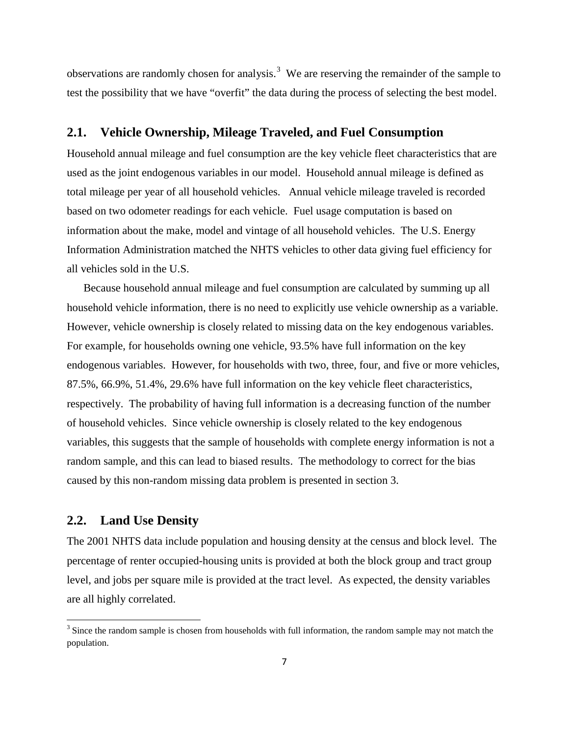observations are randomly chosen for analysis.[3] We are reserving the remainder of the sample to test the possibility that we have "overfit" the data during the process of selecting the best model.

## 2.1. Vehicle Ownership, Mileage Traveled, and Fuel Consumption

Household annual mileage and fuel consumption are the key vehicle fleet characteristics that are used as the joint endogenous variables in our model. Household annual mileage is defined as total mileage per year of all household vehicles. Annual vehicle mileage traveled is recorded based on two odometer readings for each vehicle. Fuel usage computation is based on information about the make, model and vintage of all household vehicles. The U.S. Energy Information Administration matched the NHTS vehicles to other data giving fuel efficiency for all vehicles sold in the U.S.

Because household annual mileage and fuel consumption are calculated by summing up all household vehicle information, there is no need to explicitly use vehicle ownership as a variable. However, vehicle ownership is closely related to missing data on the key endogenous variables. For example, for households owning one vehicle, 93.5% have full information on the key endogenous variables. However, for households with two, three, four, and five or more vehicles, 87.5%, 66.9%, 51.4%, 29.6% have full information on the key vehicle fleet characteristics, respectively. The probability of having full information is a decreasing function of the number of household vehicles. Since vehicle ownership is closely related to the key endogenous variables, this suggests that the sample of households with complete energy information is not a random sample, and this can lead to biased results. The methodology to correct for the bias caused by this non-random missing data problem is presented in section 3.

## 2.2. Land Use Density

The 2001 NHTS data include population and housing density at the census and block level. The percentage of renter occupied-housing units is provided at both the block group and tract group level, and jobs per square mile is provided at the tract level. As expected, the density variables are all highly correlated.

---

[3] Since the random sample is chosen from households with full information, the random sample may not match the population.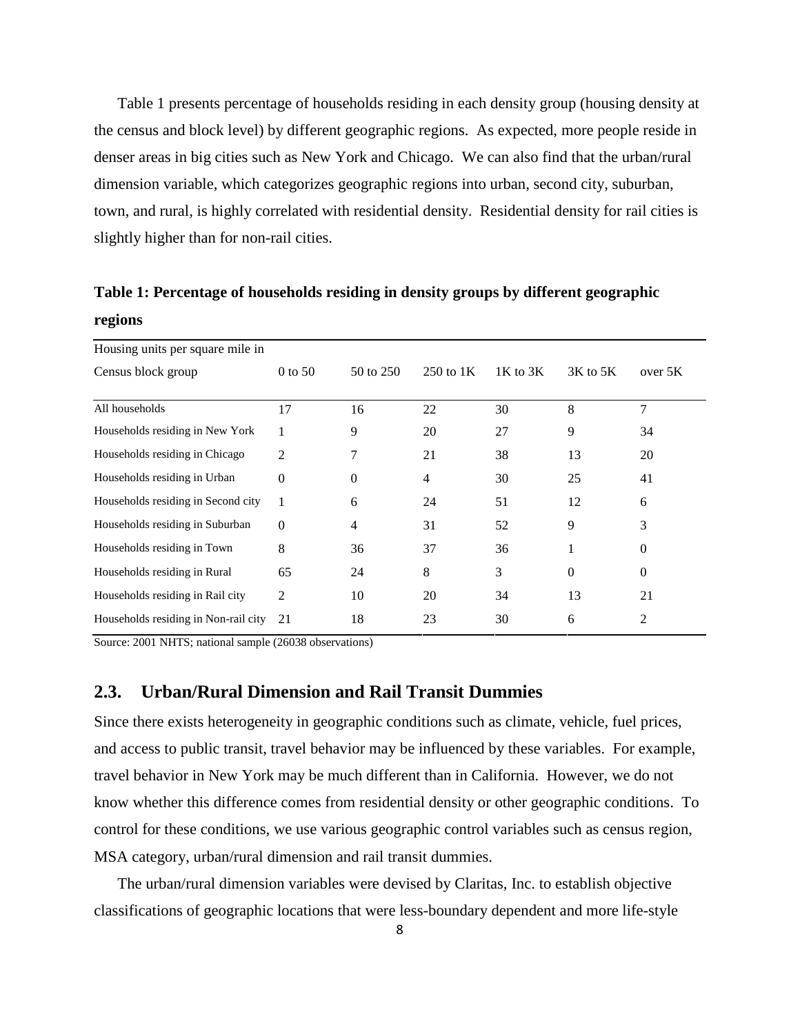Table 1 presents percentage of households residing in each density group (housing density at the census and block level) by different geographic regions. As expected, more people reside in denser areas in big cities such as New York and Chicago. We can also find that the urban/rural dimension variable, which categorizes geographic regions into urban, second city, suburban, town, and rural, is highly correlated with residential density. Residential density for rail cities is slightly higher than for non-rail cities.

**Table 1: Percentage of households residing in density groups by different geographic regions**

| Housing units per square mile in Census block group | 0 to 50 | 50 to 250 | 250 to 1K | 1K to 3K | 3K to 5K | over 5K |
|---|---|---|---|---|---|---|
| All households | 17 | 16 | 22 | 30 | 8 | 7 |
| Households residing in New York | 1 | 9 | 20 | 27 | 9 | 34 |
| Households residing in Chicago | 2 | 7 | 21 | 38 | 13 | 20 |
| Households residing in Urban | 0 | 0 | 4 | 30 | 25 | 41 |
| Households residing in Second city | 1 | 6 | 24 | 51 | 12 | 6 |
| Households residing in Suburban | 0 | 4 | 31 | 52 | 9 | 3 |
| Households residing in Town | 8 | 36 | 37 | 36 | 1 | 0 |
| Households residing in Rural | 65 | 24 | 8 | 3 | 0 | 0 |
| Households residing in Rail city | 2 | 10 | 20 | 34 | 13 | 21 |
| Households residing in Non-rail city | 21 | 18 | 23 | 30 | 6 | 2 |

Source: 2001 NHTS; national sample (26038 observations)

## 2.3. Urban/Rural Dimension and Rail Transit Dummies

Since there exists heterogeneity in geographic conditions such as climate, vehicle, fuel prices, and access to public transit, travel behavior may be influenced by these variables. For example, travel behavior in New York may be much different than in California. However, we do not know whether this difference comes from residential density or other geographic conditions. To control for these conditions, we use various geographic control variables such as census region, MSA category, urban/rural dimension and rail transit dummies.

The urban/rural dimension variables were devised by Claritas, Inc. to establish objective classifications of geographic locations that were less-boundary dependent and more life-style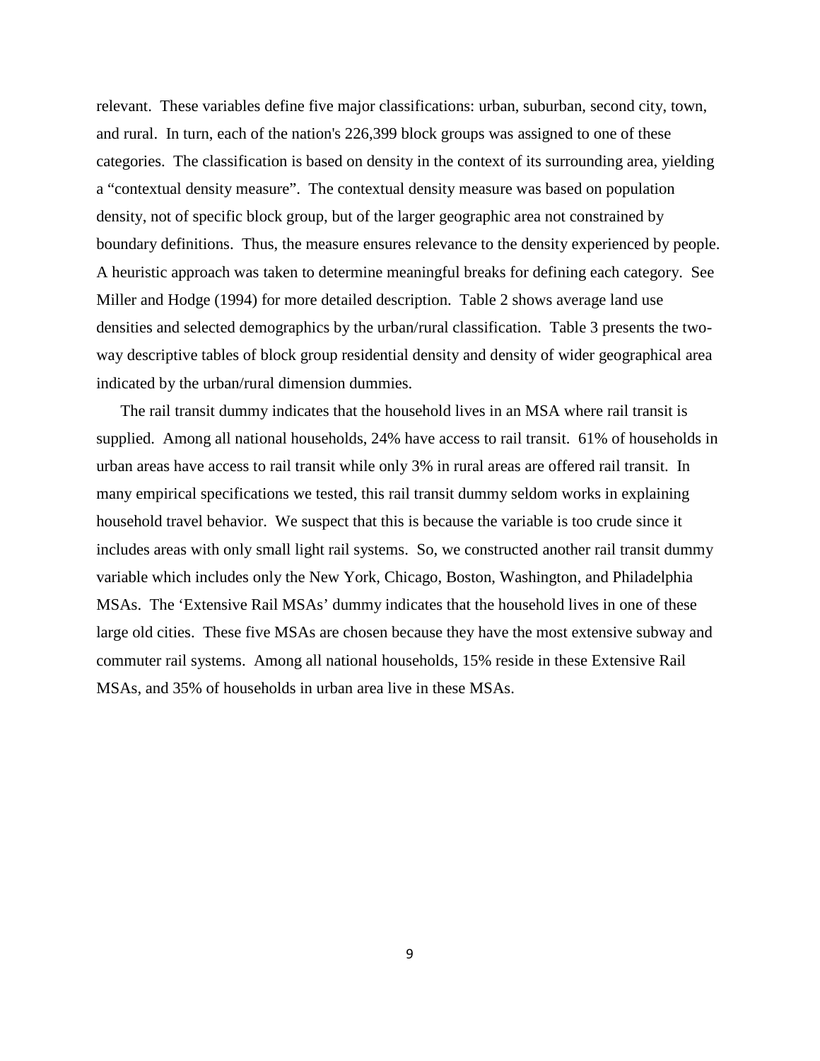relevant. These variables define five major classifications: urban, suburban, second city, town, and rural. In turn, each of the nation's 226,399 block groups was assigned to one of these categories. The classification is based on density in the context of its surrounding area, yielding a "contextual density measure". The contextual density measure was based on population density, not of specific block group, but of the larger geographic area not constrained by boundary definitions. Thus, the measure ensures relevance to the density experienced by people. A heuristic approach was taken to determine meaningful breaks for defining each category. See Miller and Hodge (1994) for more detailed description. Table 2 shows average land use densities and selected demographics by the urban/rural classification. Table 3 presents the two-way descriptive tables of block group residential density and density of wider geographical area indicated by the urban/rural dimension dummies.

The rail transit dummy indicates that the household lives in an MSA where rail transit is supplied. Among all national households, 24% have access to rail transit. 61% of households in urban areas have access to rail transit while only 3% in rural areas are offered rail transit. In many empirical specifications we tested, this rail transit dummy seldom works in explaining household travel behavior. We suspect that this is because the variable is too crude since it includes areas with only small light rail systems. So, we constructed another rail transit dummy variable which includes only the New York, Chicago, Boston, Washington, and Philadelphia MSAs. The 'Extensive Rail MSAs' dummy indicates that the household lives in one of these large old cities. These five MSAs are chosen because they have the most extensive subway and commuter rail systems. Among all national households, 15% reside in these Extensive Rail MSAs, and 35% of households in urban area live in these MSAs.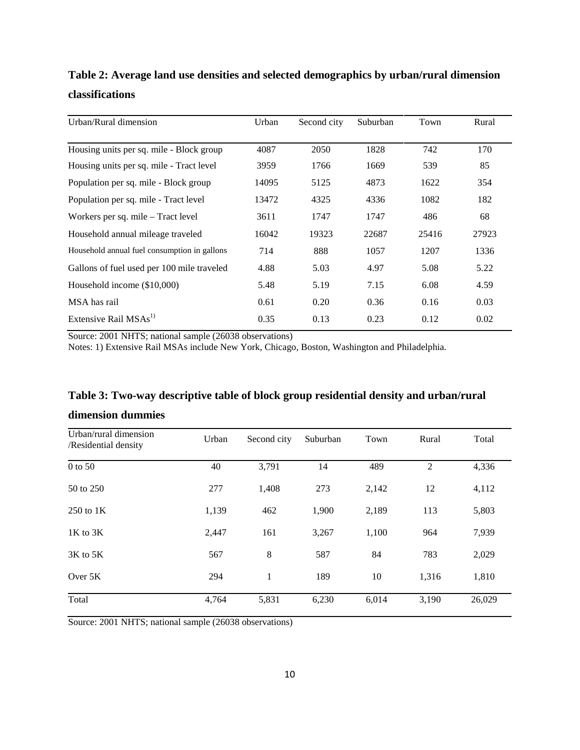**Table 2: Average land use densities and selected demographics by urban/rural dimension classifications**

| Urban/Rural dimension | Urban | Second city | Suburban | Town | Rural |
|---|---|---|---|---|---|
| Housing units per sq. mile - Block group | 4087 | 2050 | 1828 | 742 | 170 |
| Housing units per sq. mile - Tract level | 3959 | 1766 | 1669 | 539 | 85 |
| Population per sq. mile - Block group | 14095 | 5125 | 4873 | 1622 | 354 |
| Population per sq. mile - Tract level | 13472 | 4325 | 4336 | 1082 | 182 |
| Workers per sq. mile – Tract level | 3611 | 1747 | 1747 | 486 | 68 |
| Household annual mileage traveled | 16042 | 19323 | 22687 | 25416 | 27923 |
| Household annual fuel consumption in gallons | 714 | 888 | 1057 | 1207 | 1336 |
| Gallons of fuel used per 100 mile traveled | 4.88 | 5.03 | 4.97 | 5.08 | 5.22 |
| Household income ($10,000) | 5.48 | 5.19 | 7.15 | 6.08 | 4.59 |
| MSA has rail | 0.61 | 0.20 | 0.36 | 0.16 | 0.03 |
| Extensive Rail MSAs[1)] | 0.35 | 0.13 | 0.23 | 0.12 | 0.02 |

Source: 2001 NHTS; national sample (26038 observations)
Notes: 1) Extensive Rail MSAs include New York, Chicago, Boston, Washington and Philadelphia.

**Table 3: Two-way descriptive table of block group residential density and urban/rural dimension dummies**

| Urban/rural dimension /Residential density | Urban | Second city | Suburban | Town | Rural | Total |
|---|---|---|---|---|---|---|
| 0 to 50 | 40 | 3,791 | 14 | 489 | 2 | 4,336 |
| 50 to 250 | 277 | 1,408 | 273 | 2,142 | 12 | 4,112 |
| 250 to 1K | 1,139 | 462 | 1,900 | 2,189 | 113 | 5,803 |
| 1K to 3K | 2,447 | 161 | 3,267 | 1,100 | 964 | 7,939 |
| 3K to 5K | 567 | 8 | 587 | 84 | 783 | 2,029 |
| Over 5K | 294 | 1 | 189 | 10 | 1,316 | 1,810 |
| Total | 4,764 | 5,831 | 6,230 | 6,014 | 3,190 | 26,029 |

Source: 2001 NHTS; national sample (26038 observations)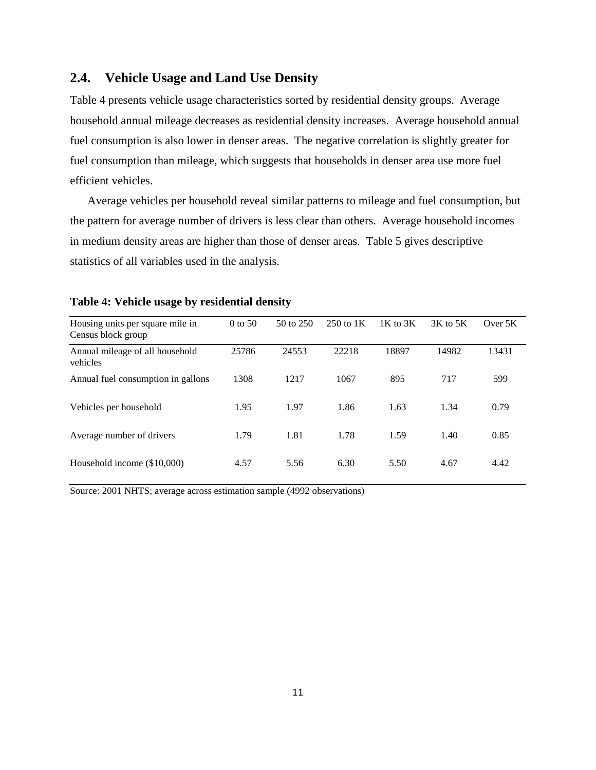## 2.4. Vehicle Usage and Land Use Density

Table 4 presents vehicle usage characteristics sorted by residential density groups. Average household annual mileage decreases as residential density increases. Average household annual fuel consumption is also lower in denser areas. The negative correlation is slightly greater for fuel consumption than mileage, which suggests that households in denser area use more fuel efficient vehicles.

Average vehicles per household reveal similar patterns to mileage and fuel consumption, but the pattern for average number of drivers is less clear than others. Average household incomes in medium density areas are higher than those of denser areas. Table 5 gives descriptive statistics of all variables used in the analysis.

**Table 4: Vehicle usage by residential density**

| Housing units per square mile in Census block group | 0 to 50 | 50 to 250 | 250 to 1K | 1K to 3K | 3K to 5K | Over 5K |
|---|---|---|---|---|---|---|
| Annual mileage of all household vehicles | 25786 | 24553 | 22218 | 18897 | 14982 | 13431 |
| Annual fuel consumption in gallons | 1308 | 1217 | 1067 | 895 | 717 | 599 |
| Vehicles per household | 1.95 | 1.97 | 1.86 | 1.63 | 1.34 | 0.79 |
| Average number of drivers | 1.79 | 1.81 | 1.78 | 1.59 | 1.40 | 0.85 |
| Household income ($10,000) | 4.57 | 5.56 | 6.30 | 5.50 | 4.67 | 4.42 |

Source: 2001 NHTS; average across estimation sample (4992 observations)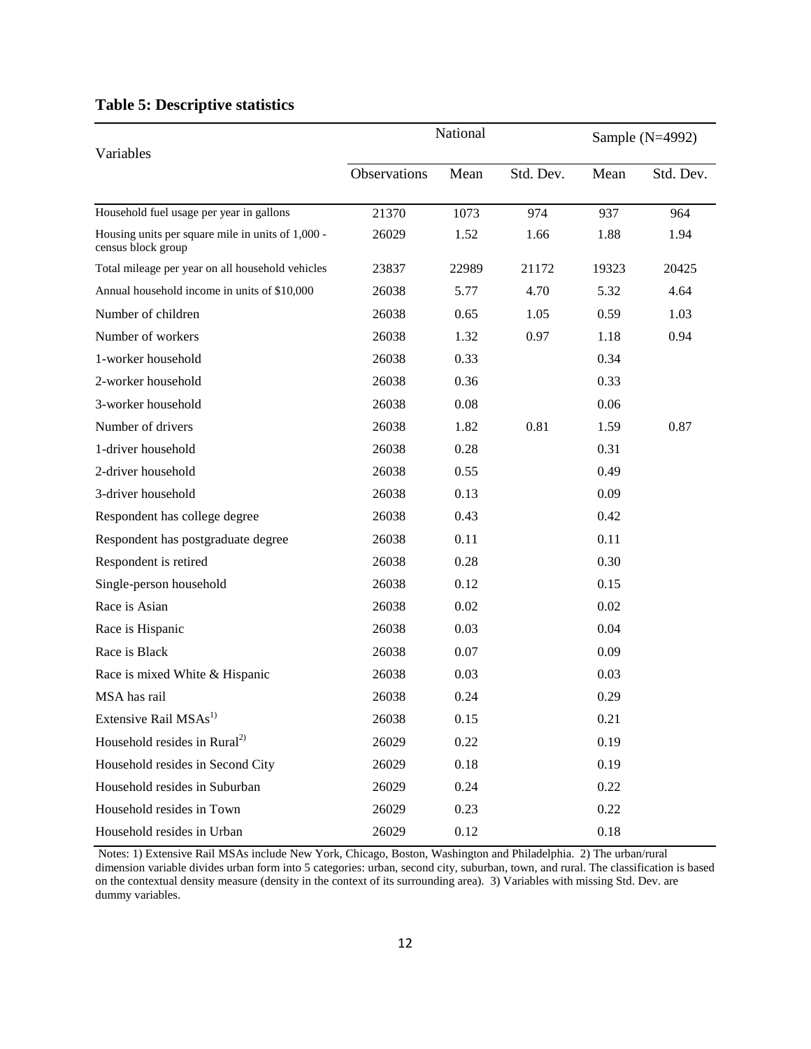**Table 5: Descriptive statistics**

| Variables | National | | | Sample (N=4992) | |
|---|---|---|---|---|---|
| | Observations | Mean | Std. Dev. | Mean | Std. Dev. |
| Household fuel usage per year in gallons | 21370 | 1073 | 974 | 937 | 964 |
| Housing units per square mile in units of 1,000 - census block group | 26029 | 1.52 | 1.66 | 1.88 | 1.94 |
| Total mileage per year on all household vehicles | 23837 | 22989 | 21172 | 19323 | 20425 |
| Annual household income in units of $10,000 | 26038 | 5.77 | 4.70 | 5.32 | 4.64 |
| Number of children | 26038 | 0.65 | 1.05 | 0.59 | 1.03 |
| Number of workers | 26038 | 1.32 | 0.97 | 1.18 | 0.94 |
| 1-worker household | 26038 | 0.33 | | 0.34 | |
| 2-worker household | 26038 | 0.36 | | 0.33 | |
| 3-worker household | 26038 | 0.08 | | 0.06 | |
| Number of drivers | 26038 | 1.82 | 0.81 | 1.59 | 0.87 |
| 1-driver household | 26038 | 0.28 | | 0.31 | |
| 2-driver household | 26038 | 0.55 | | 0.49 | |
| 3-driver household | 26038 | 0.13 | | 0.09 | |
| Respondent has college degree | 26038 | 0.43 | | 0.42 | |
| Respondent has postgraduate degree | 26038 | 0.11 | | 0.11 | |
| Respondent is retired | 26038 | 0.28 | | 0.30 | |
| Single-person household | 26038 | 0.12 | | 0.15 | |
| Race is Asian | 26038 | 0.02 | | 0.02 | |
| Race is Hispanic | 26038 | 0.03 | | 0.04 | |
| Race is Black | 26038 | 0.07 | | 0.09 | |
| Race is mixed White & Hispanic | 26038 | 0.03 | | 0.03 | |
| MSA has rail | 26038 | 0.24 | | 0.29 | |
| Extensive Rail MSAs[1)] | 26038 | 0.15 | | 0.21 | |
| Household resides in Rural[2)] | 26029 | 0.22 | | 0.19 | |
| Household resides in Second City | 26029 | 0.18 | | 0.19 | |
| Household resides in Suburban | 26029 | 0.24 | | 0.22 | |
| Household resides in Town | 26029 | 0.23 | | 0.22 | |
| Household resides in Urban | 26029 | 0.12 | | 0.18 | |

Notes: 1) Extensive Rail MSAs include New York, Chicago, Boston, Washington and Philadelphia. 2) The urban/rural dimension variable divides urban form into 5 categories: urban, second city, suburban, town, and rural. The classification is based on the contextual density measure (density in the context of its surrounding area). 3) Variables with missing Std. Dev. are dummy variables.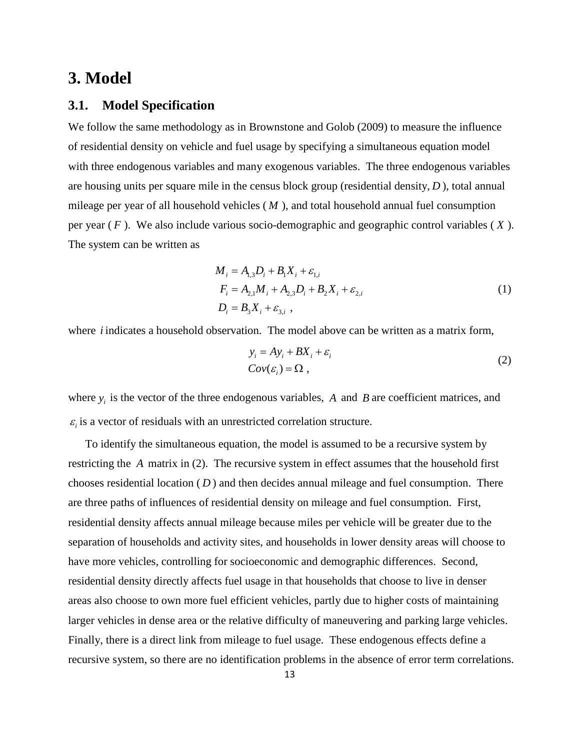# 3. Model

## 3.1. Model Specification

We follow the same methodology as in Brownstone and Golob (2009) to measure the influence of residential density on vehicle and fuel usage by specifying a simultaneous equation model with three endogenous variables and many exogenous variables. The three endogenous variables are housing units per square mile in the census block group (residential density, $D$), total annual mileage per year of all household vehicles ($M$), and total household annual fuel consumption per year ($F$). We also include various socio-demographic and geographic control variables ($X$). The system can be written as

$$
\begin{aligned}
M_i &= A_{1,3}D_i + B_1X_i + \varepsilon_{1,i} \\
F_i &= A_{2,1}M_i + A_{2,3}D_i + B_2X_i + \varepsilon_{2,i} \\
D_i &= B_3X_i + \varepsilon_{3,i} \ ,
\end{aligned}
\tag{1}
$$

where $i$ indicates a household observation. The model above can be written as a matrix form,

$$
\begin{aligned}
y_i &= Ay_i + BX_i + \varepsilon_i \\
Cov(\varepsilon_i) &= \Omega \ ,
\end{aligned}
\tag{2}
$$

where $y_i$ is the vector of the three endogenous variables, $A$ and $B$ are coefficient matrices, and $\varepsilon_i$ is a vector of residuals with an unrestricted correlation structure.

To identify the simultaneous equation, the model is assumed to be a recursive system by restricting the $A$ matrix in (2). The recursive system in effect assumes that the household first chooses residential location ($D$) and then decides annual mileage and fuel consumption. There are three paths of influences of residential density on mileage and fuel consumption. First, residential density affects annual mileage because miles per vehicle will be greater due to the separation of households and activity sites, and households in lower density areas will choose to have more vehicles, controlling for socioeconomic and demographic differences. Second, residential density directly affects fuel usage in that households that choose to live in denser areas also choose to own more fuel efficient vehicles, partly due to higher costs of maintaining larger vehicles in dense area or the relative difficulty of maneuvering and parking large vehicles. Finally, there is a direct link from mileage to fuel usage. These endogenous effects define a recursive system, so there are no identification problems in the absence of error term correlations.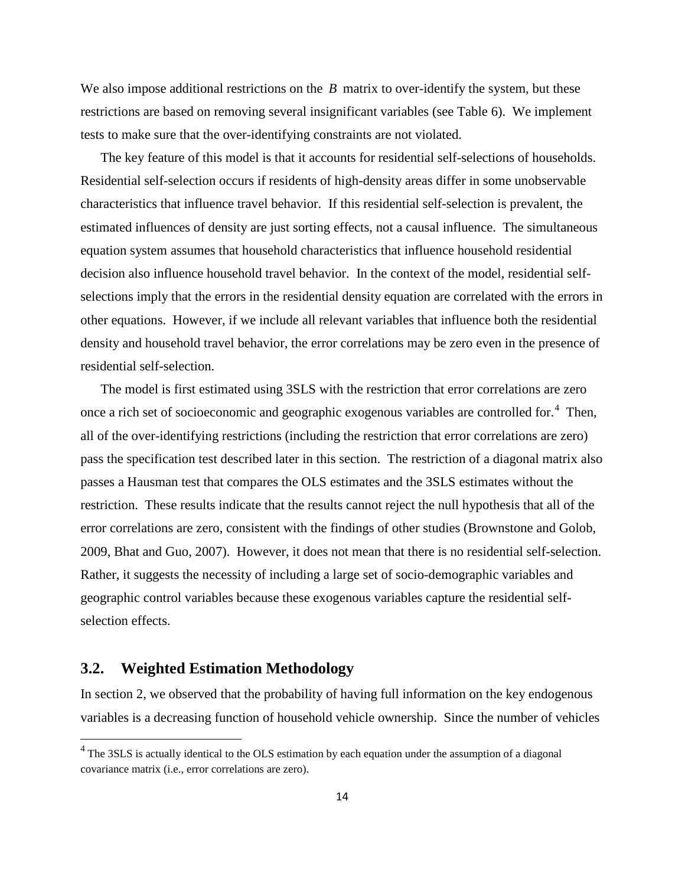We also impose additional restrictions on the $B$ matrix to over-identify the system, but these restrictions are based on removing several insignificant variables (see Table 6). We implement tests to make sure that the over-identifying constraints are not violated.

The key feature of this model is that it accounts for residential self-selections of households. Residential self-selection occurs if residents of high-density areas differ in some unobservable characteristics that influence travel behavior. If this residential self-selection is prevalent, the estimated influences of density are just sorting effects, not a causal influence. The simultaneous equation system assumes that household characteristics that influence household residential decision also influence household travel behavior. In the context of the model, residential self-selections imply that the errors in the residential density equation are correlated with the errors in other equations. However, if we include all relevant variables that influence both the residential density and household travel behavior, the error correlations may be zero even in the presence of residential self-selection.

The model is first estimated using 3SLS with the restriction that error correlations are zero once a rich set of socioeconomic and geographic exogenous variables are controlled for.[4] Then, all of the over-identifying restrictions (including the restriction that error correlations are zero) pass the specification test described later in this section. The restriction of a diagonal matrix also passes a Hausman test that compares the OLS estimates and the 3SLS estimates without the restriction. These results indicate that the results cannot reject the null hypothesis that all of the error correlations are zero, consistent with the findings of other studies (Brownstone and Golob, 2009, Bhat and Guo, 2007). However, it does not mean that there is no residential self-selection. Rather, it suggests the necessity of including a large set of socio-demographic variables and geographic control variables because these exogenous variables capture the residential self-selection effects.

## 3.2. Weighted Estimation Methodology

In section 2, we observed that the probability of having full information on the key endogenous variables is a decreasing function of household vehicle ownership. Since the number of vehicles

[4] The 3SLS is actually identical to the OLS estimation by each equation under the assumption of a diagonal covariance matrix (i.e., error correlations are zero).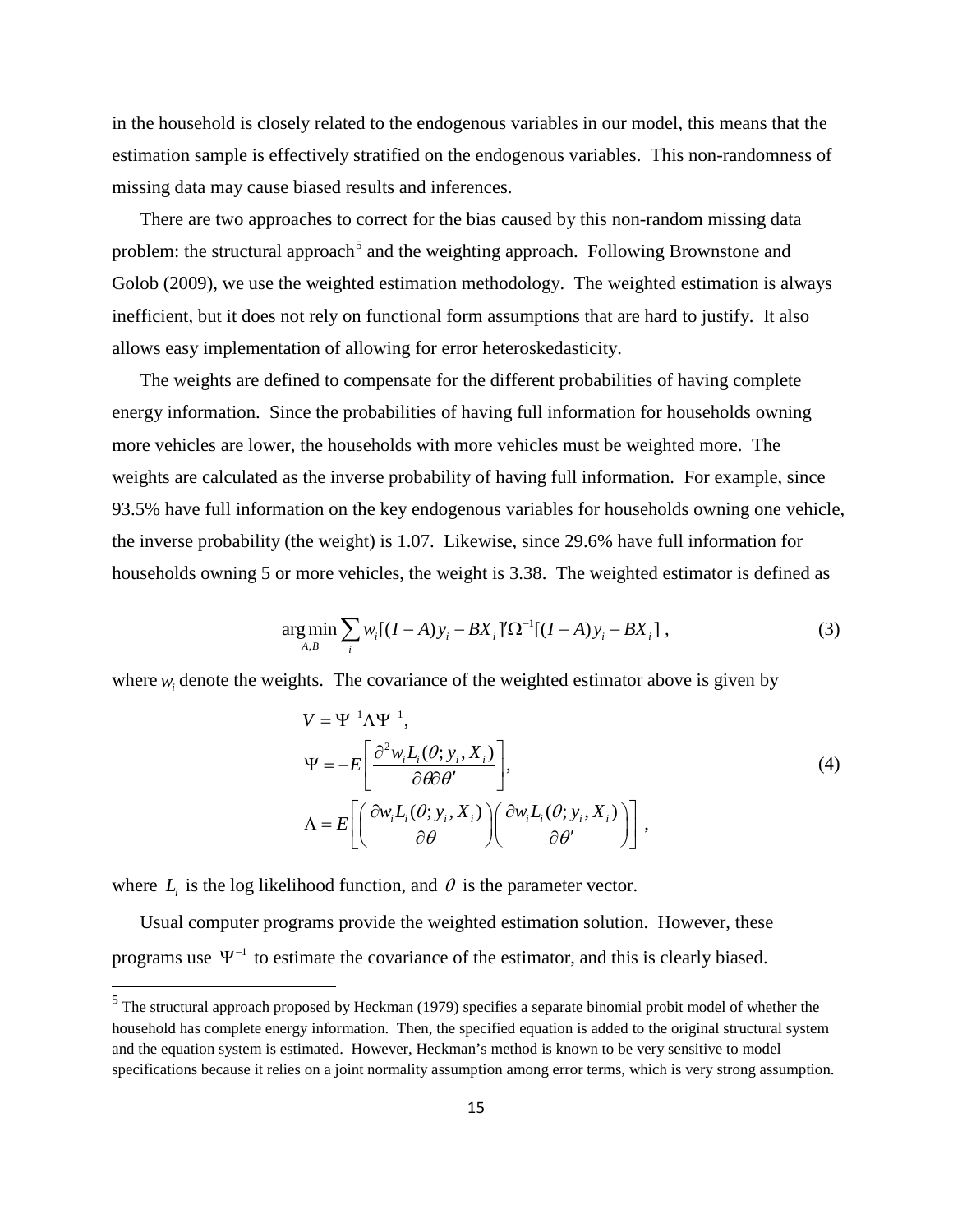in the household is closely related to the endogenous variables in our model, this means that the estimation sample is effectively stratified on the endogenous variables. This non-randomness of missing data may cause biased results and inferences.

There are two approaches to correct for the bias caused by this non-random missing data problem: the structural approach[5] and the weighting approach. Following Brownstone and Golob (2009), we use the weighted estimation methodology. The weighted estimation is always inefficient, but it does not rely on functional form assumptions that are hard to justify. It also allows easy implementation of allowing for error heteroskedasticity.

The weights are defined to compensate for the different probabilities of having complete energy information. Since the probabilities of having full information for households owning more vehicles are lower, the households with more vehicles must be weighted more. The weights are calculated as the inverse probability of having full information. For example, since 93.5% have full information on the key endogenous variables for households owning one vehicle, the inverse probability (the weight) is 1.07. Likewise, since 29.6% have full information for households owning 5 or more vehicles, the weight is 3.38. The weighted estimator is defined as

$$\arg\min_{A,B} \sum_i w_i[(I-A)y_i - BX_i]'\Omega^{-1}[(I-A)y_i - BX_i]\,, \tag{3}$$

where $w_i$ denote the weights. The covariance of the weighted estimator above is given by

$$\begin{aligned}
V &= \Psi^{-1}\Lambda\Psi^{-1}, \\
\Psi &= -E\left[\frac{\partial^2 w_i L_i(\theta; y_i, X_i)}{\partial\theta\partial\theta'}\right], \\
\Lambda &= E\left[\left(\frac{\partial w_i L_i(\theta; y_i, X_i)}{\partial\theta}\right)\left(\frac{\partial w_i L_i(\theta; y_i, X_i)}{\partial\theta'}\right)\right],
\end{aligned} \tag{4}$$

where $L_i$ is the log likelihood function, and $\theta$ is the parameter vector.

Usual computer programs provide the weighted estimation solution. However, these programs use $\Psi^{-1}$ to estimate the covariance of the estimator, and this is clearly biased.

[5] The structural approach proposed by Heckman (1979) specifies a separate binomial probit model of whether the household has complete energy information. Then, the specified equation is added to the original structural system and the equation system is estimated. However, Heckman's method is known to be very sensitive to model specifications because it relies on a joint normality assumption among error terms, which is very strong assumption.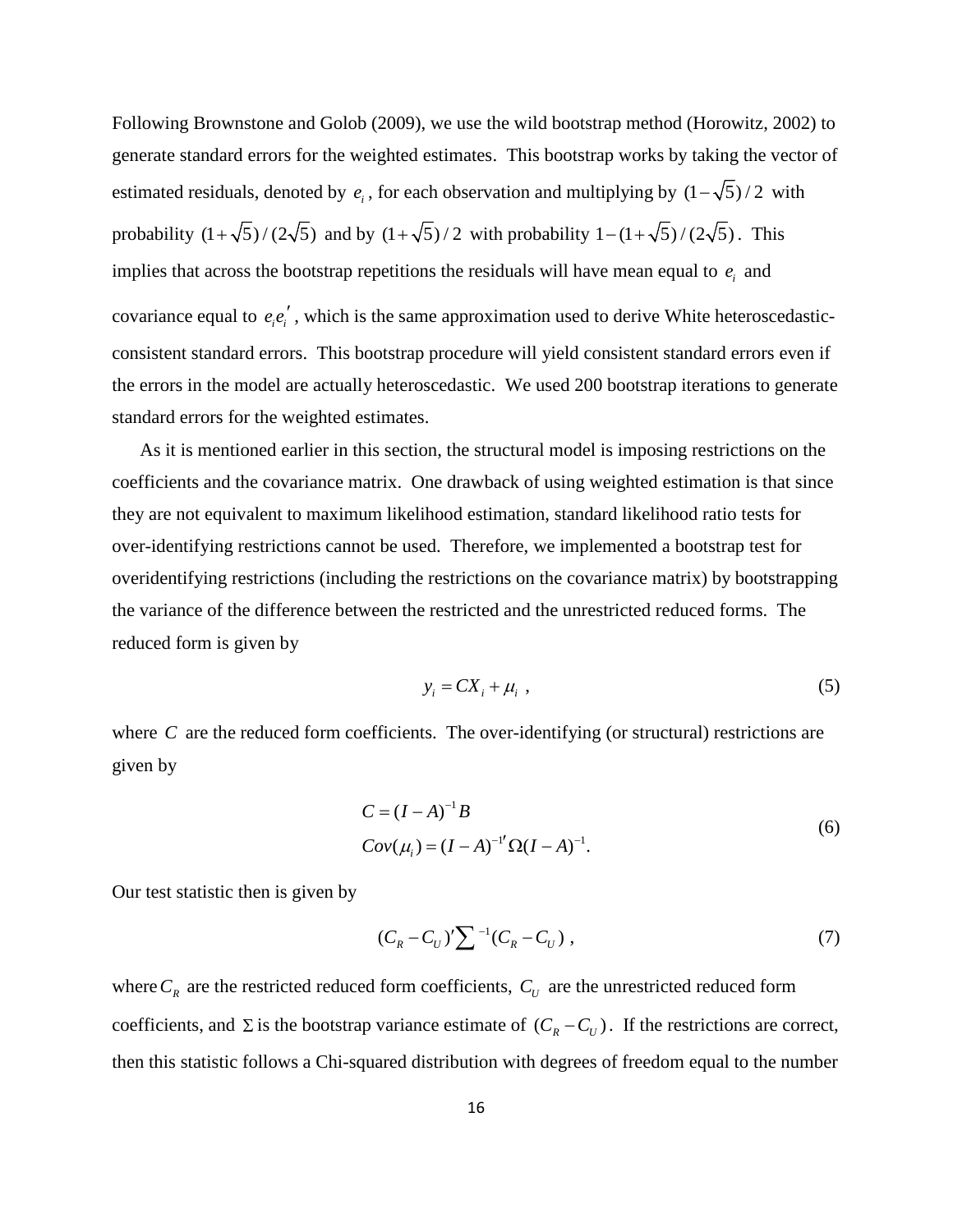Following Brownstone and Golob (2009), we use the wild bootstrap method (Horowitz, 2002) to generate standard errors for the weighted estimates. This bootstrap works by taking the vector of estimated residuals, denoted by $e_i$, for each observation and multiplying by $(1-\sqrt{5})/2$ with probability $(1+\sqrt{5})/(2\sqrt{5})$ and by $(1+\sqrt{5})/2$ with probability $1-(1+\sqrt{5})/(2\sqrt{5})$. This implies that across the bootstrap repetitions the residuals will have mean equal to $e_i$ and covariance equal to $e_i e_i'$, which is the same approximation used to derive White heteroscedastic-consistent standard errors. This bootstrap procedure will yield consistent standard errors even if the errors in the model are actually heteroscedastic. We used 200 bootstrap iterations to generate standard errors for the weighted estimates.

As it is mentioned earlier in this section, the structural model is imposing restrictions on the coefficients and the covariance matrix. One drawback of using weighted estimation is that since they are not equivalent to maximum likelihood estimation, standard likelihood ratio tests for over-identifying restrictions cannot be used. Therefore, we implemented a bootstrap test for overidentifying restrictions (including the restrictions on the covariance matrix) by bootstrapping the variance of the difference between the restricted and the unrestricted reduced forms. The reduced form is given by

$$y_i = CX_i + \mu_i \ , \tag{5}$$

where $C$ are the reduced form coefficients. The over-identifying (or structural) restrictions are given by

$$\begin{aligned} C &= (I-A)^{-1}B \\ Cov(\mu_i) &= (I-A)^{-1\prime}\Omega(I-A)^{-1}. \end{aligned} \tag{6}$$

Our test statistic then is given by

$$(C_R - C_U)'\textstyle\sum^{-1}(C_R - C_U) \ , \tag{7}$$

where $C_R$ are the restricted reduced form coefficients, $C_U$ are the unrestricted reduced form coefficients, and $\Sigma$ is the bootstrap variance estimate of $(C_R - C_U)$. If the restrictions are correct, then this statistic follows a Chi-squared distribution with degrees of freedom equal to the number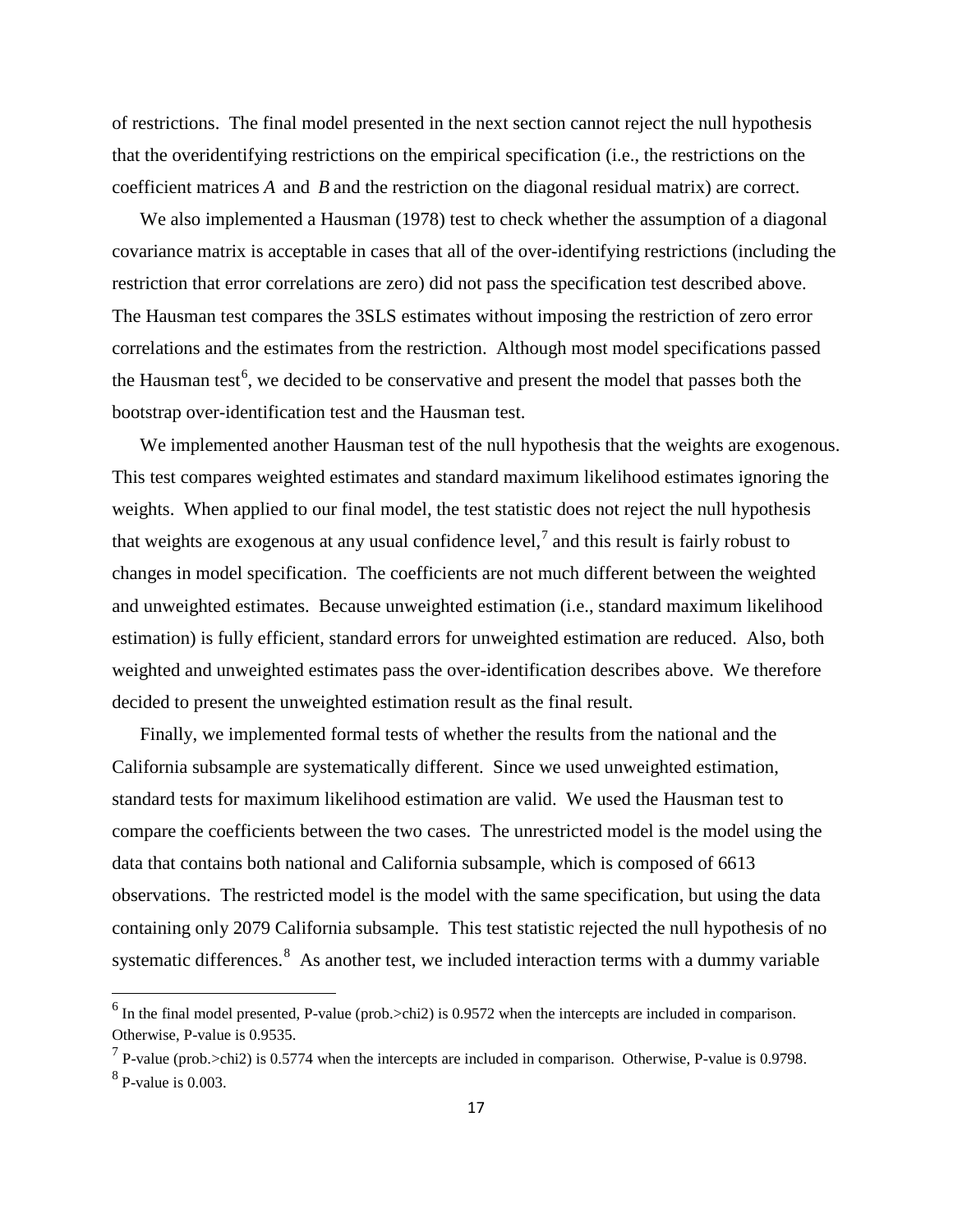of restrictions. The final model presented in the next section cannot reject the null hypothesis that the overidentifying restrictions on the empirical specification (i.e., the restrictions on the coefficient matrices $A$ and $B$ and the restriction on the diagonal residual matrix) are correct.

We also implemented a Hausman (1978) test to check whether the assumption of a diagonal covariance matrix is acceptable in cases that all of the over-identifying restrictions (including the restriction that error correlations are zero) did not pass the specification test described above. The Hausman test compares the 3SLS estimates without imposing the restriction of zero error correlations and the estimates from the restriction. Although most model specifications passed the Hausman test[6], we decided to be conservative and present the model that passes both the bootstrap over-identification test and the Hausman test.

We implemented another Hausman test of the null hypothesis that the weights are exogenous. This test compares weighted estimates and standard maximum likelihood estimates ignoring the weights. When applied to our final model, the test statistic does not reject the null hypothesis that weights are exogenous at any usual confidence level,[7] and this result is fairly robust to changes in model specification. The coefficients are not much different between the weighted and unweighted estimates. Because unweighted estimation (i.e., standard maximum likelihood estimation) is fully efficient, standard errors for unweighted estimation are reduced. Also, both weighted and unweighted estimates pass the over-identification describes above. We therefore decided to present the unweighted estimation result as the final result.

Finally, we implemented formal tests of whether the results from the national and the California subsample are systematically different. Since we used unweighted estimation, standard tests for maximum likelihood estimation are valid. We used the Hausman test to compare the coefficients between the two cases. The unrestricted model is the model using the data that contains both national and California subsample, which is composed of 6613 observations. The restricted model is the model with the same specification, but using the data containing only 2079 California subsample. This test statistic rejected the null hypothesis of no systematic differences.[8] As another test, we included interaction terms with a dummy variable

---

[6] In the final model presented, P-value (prob.>chi2) is 0.9572 when the intercepts are included in comparison. Otherwise, P-value is 0.9535.

[7] P-value (prob.>chi2) is 0.5774 when the intercepts are included in comparison. Otherwise, P-value is 0.9798.

[8] P-value is 0.003.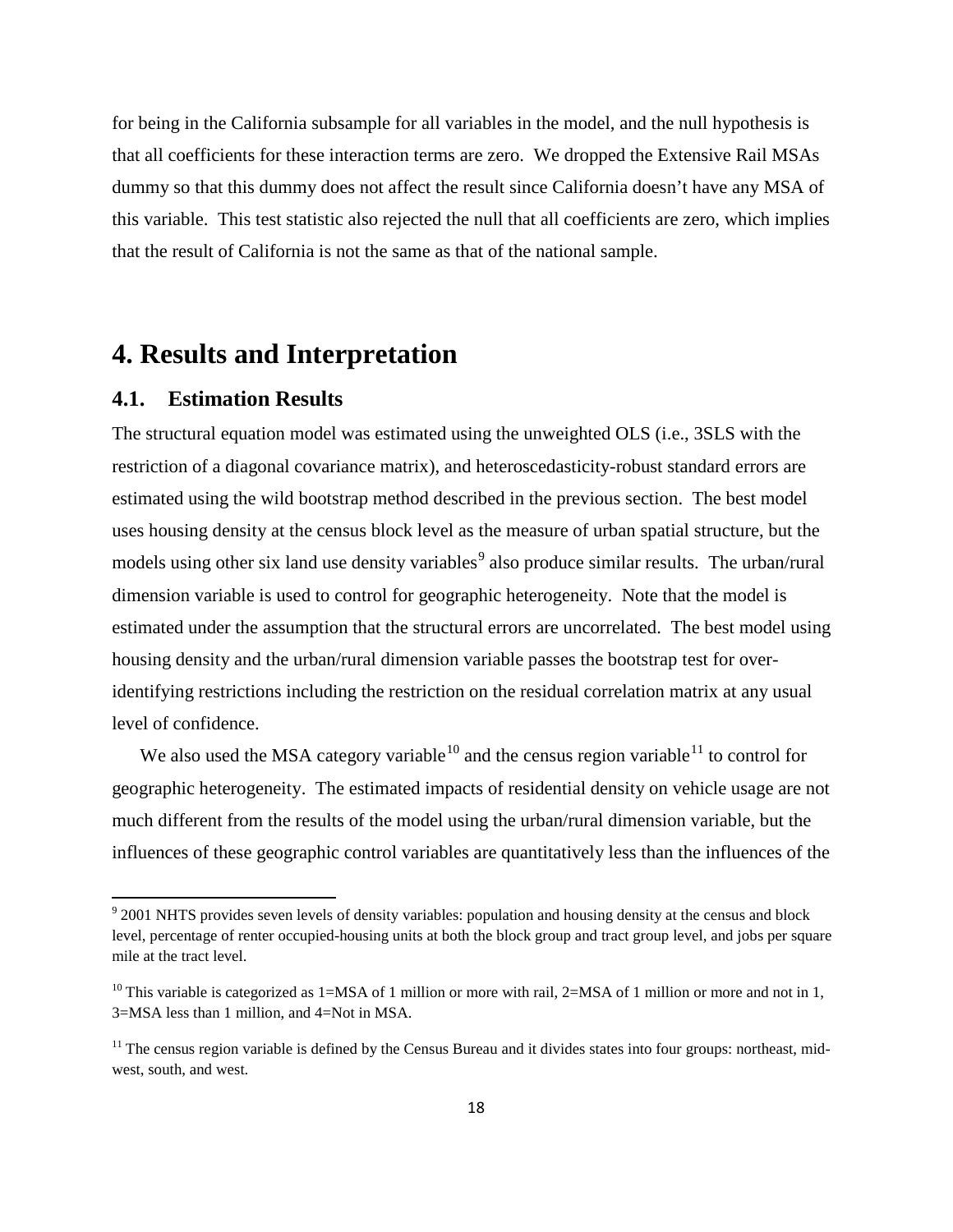for being in the California subsample for all variables in the model, and the null hypothesis is that all coefficients for these interaction terms are zero. We dropped the Extensive Rail MSAs dummy so that this dummy does not affect the result since California doesn't have any MSA of this variable. This test statistic also rejected the null that all coefficients are zero, which implies that the result of California is not the same as that of the national sample.

# 4. Results and Interpretation

## 4.1. Estimation Results

The structural equation model was estimated using the unweighted OLS (i.e., 3SLS with the restriction of a diagonal covariance matrix), and heteroscedasticity-robust standard errors are estimated using the wild bootstrap method described in the previous section. The best model uses housing density at the census block level as the measure of urban spatial structure, but the models using other six land use density variables[9] also produce similar results. The urban/rural dimension variable is used to control for geographic heterogeneity. Note that the model is estimated under the assumption that the structural errors are uncorrelated. The best model using housing density and the urban/rural dimension variable passes the bootstrap test for over-identifying restrictions including the restriction on the residual correlation matrix at any usual level of confidence.

We also used the MSA category variable[10] and the census region variable[11] to control for geographic heterogeneity. The estimated impacts of residential density on vehicle usage are not much different from the results of the model using the urban/rural dimension variable, but the influences of these geographic control variables are quantitatively less than the influences of the

[9] 2001 NHTS provides seven levels of density variables: population and housing density at the census and block level, percentage of renter occupied-housing units at both the block group and tract group level, and jobs per square mile at the tract level.

[10] This variable is categorized as 1=MSA of 1 million or more with rail, 2=MSA of 1 million or more and not in 1, 3=MSA less than 1 million, and 4=Not in MSA.

[11] The census region variable is defined by the Census Bureau and it divides states into four groups: northeast, mid-west, south, and west.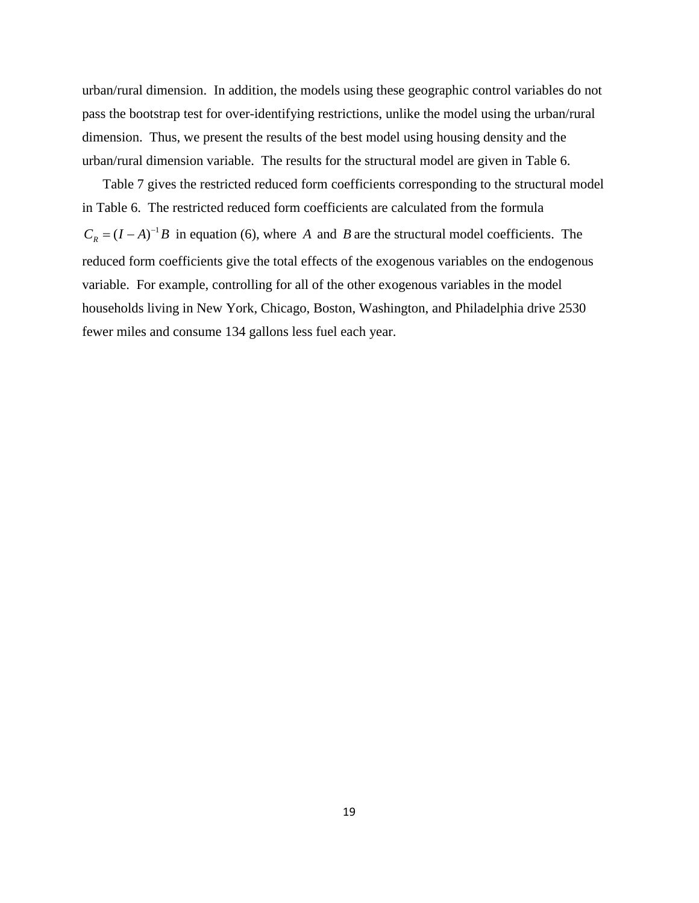urban/rural dimension. In addition, the models using these geographic control variables do not pass the bootstrap test for over-identifying restrictions, unlike the model using the urban/rural dimension. Thus, we present the results of the best model using housing density and the urban/rural dimension variable. The results for the structural model are given in Table 6.

Table 7 gives the restricted reduced form coefficients corresponding to the structural model in Table 6. The restricted reduced form coefficients are calculated from the formula $C_R = (I - A)^{-1} B$ in equation (6), where $A$ and $B$ are the structural model coefficients. The reduced form coefficients give the total effects of the exogenous variables on the endogenous variable. For example, controlling for all of the other exogenous variables in the model households living in New York, Chicago, Boston, Washington, and Philadelphia drive 2530 fewer miles and consume 134 gallons less fuel each year.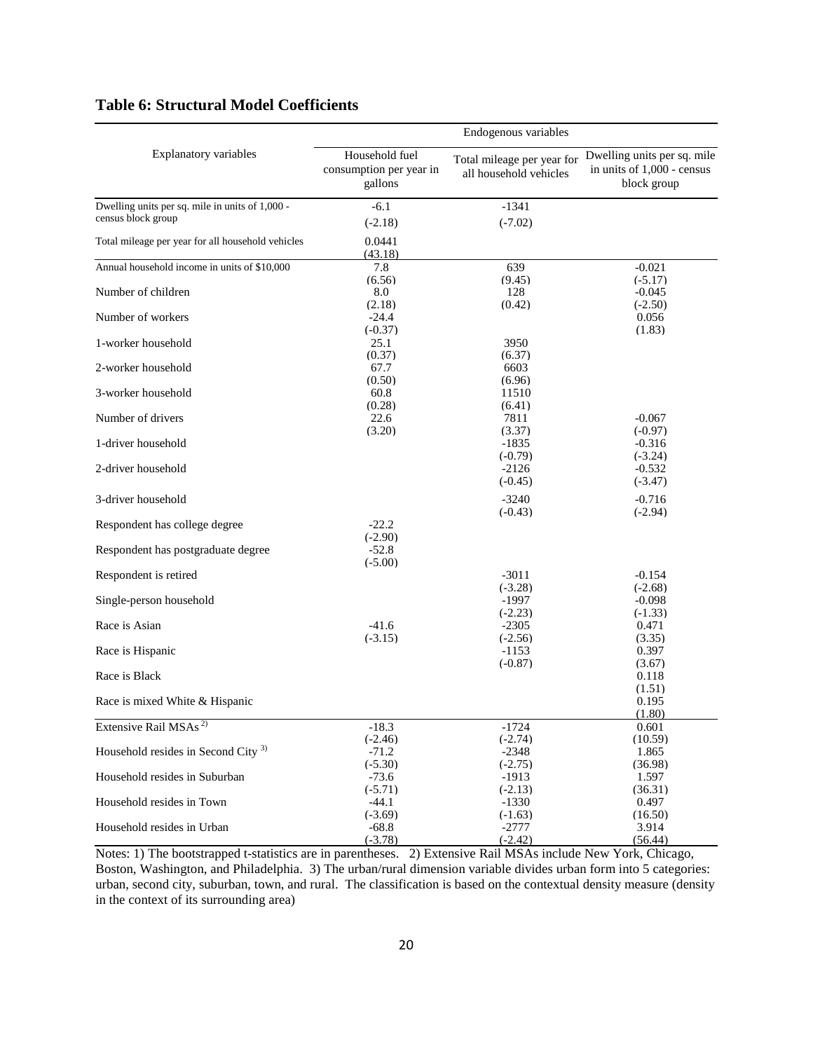## Table 6: Structural Model Coefficients

| Explanatory variables | Endogenous variables | | |
|---|---|---|---|
| | Household fuel consumption per year in gallons | Total mileage per year for all household vehicles | Dwelling units per sq. mile in units of 1,000 - census block group |
| Dwelling units per sq. mile in units of 1,000 - census block group | -6.1<br>(-2.18) | -1341<br>(-7.02) | |
| Total mileage per year for all household vehicles | 0.0441<br>(43.18) | | |
| Annual household income in units of $10,000 | 7.8<br>(6.56) | 639<br>(9.45) | -0.021<br>(-5.17) |
| Number of children | 8.0<br>(2.18) | 128<br>(0.42) | -0.045<br>(-2.50) |
| Number of workers | -24.4<br>(-0.37) | | 0.056<br>(1.83) |
| 1-worker household | 25.1<br>(0.37) | 3950<br>(6.37) | |
| 2-worker household | 67.7<br>(0.50) | 6603<br>(6.96) | |
| 3-worker household | 60.8<br>(0.28) | 11510<br>(6.41) | |
| Number of drivers | 22.6<br>(3.20) | 7811<br>(3.37) | -0.067<br>(-0.97) |
| 1-driver household | | -1835<br>(-0.79) | -0.316<br>(-3.24) |
| 2-driver household | | -2126<br>(-0.45) | -0.532<br>(-3.47) |
| 3-driver household | | -3240<br>(-0.43) | -0.716<br>(-2.94) |
| Respondent has college degree | -22.2<br>(-2.90) | | |
| Respondent has postgraduate degree | -52.8<br>(-5.00) | | |
| Respondent is retired | | -3011<br>(-3.28) | -0.154<br>(-2.68) |
| Single-person household | | -1997<br>(-2.23) | -0.098<br>(-1.33) |
| Race is Asian | -41.6<br>(-3.15) | -2305<br>(-2.56) | 0.471<br>(3.35) |
| Race is Hispanic | | -1153<br>(-0.87) | 0.397<br>(3.67) |
| Race is Black | | | 0.118<br>(1.51) |
| Race is mixed White & Hispanic | | | 0.195<br>(1.80) |
| Extensive Rail MSAs [2] | -18.3<br>(-2.46) | -1724<br>(-2.74) | 0.601<br>(10.59) |
| Household resides in Second City [3] | -71.2<br>(-5.30) | -2348<br>(-2.75) | 1.865<br>(36.98) |
| Household resides in Suburban | -73.6<br>(-5.71) | -1913<br>(-2.13) | 1.597<br>(36.31) |
| Household resides in Town | -44.1<br>(-3.69) | -1330<br>(-1.63) | 0.497<br>(16.50) |
| Household resides in Urban | -68.8<br>(-3.78) | -2777<br>(-2.42) | 3.914<br>(56.44) |

Notes: 1) The bootstrapped t-statistics are in parentheses. 2) Extensive Rail MSAs include New York, Chicago, Boston, Washington, and Philadelphia. 3) The urban/rural dimension variable divides urban form into 5 categories: urban, second city, suburban, town, and rural. The classification is based on the contextual density measure (density in the context of its surrounding area)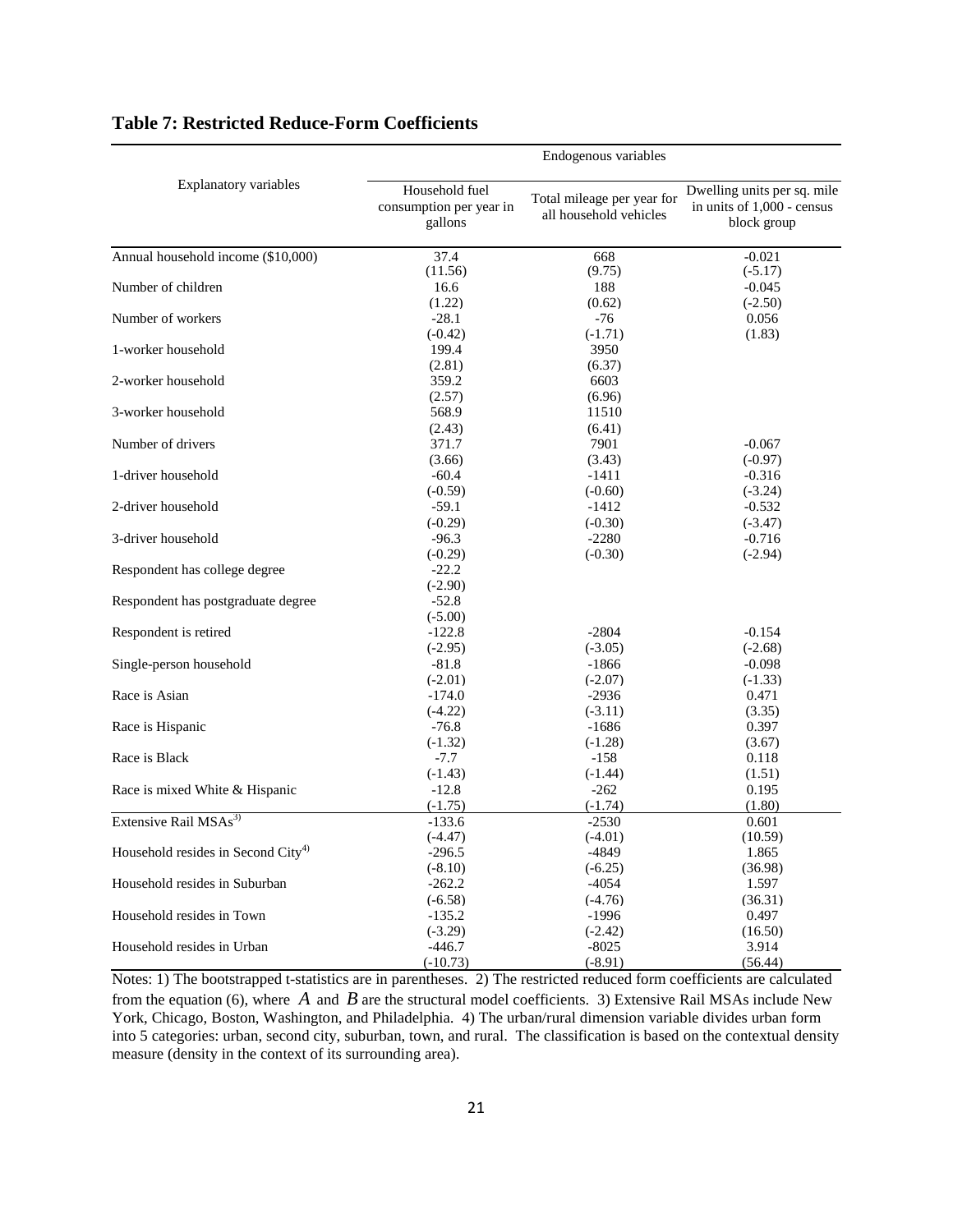**Table 7: Restricted Reduce-Form Coefficients**

| Explanatory variables | Endogenous variables | | |
|---|---|---|---|
| | Household fuel consumption per year in gallons | Total mileage per year for all household vehicles | Dwelling units per sq. mile in units of 1,000 - census block group |
| Annual household income ($10,000) | 37.4 | 668 | -0.021 |
| | (11.56) | (9.75) | (-5.17) |
| Number of children | 16.6 | 188 | -0.045 |
| | (1.22) | (0.62) | (-2.50) |
| Number of workers | -28.1 | -76 | 0.056 |
| | (-0.42) | (-1.71) | (1.83) |
| 1-worker household | 199.4 | 3950 | |
| | (2.81) | (6.37) | |
| 2-worker household | 359.2 | 6603 | |
| | (2.57) | (6.96) | |
| 3-worker household | 568.9 | 11510 | |
| | (2.43) | (6.41) | |
| Number of drivers | 371.7 | 7901 | -0.067 |
| | (3.66) | (3.43) | (-0.97) |
| 1-driver household | -60.4 | -1411 | -0.316 |
| | (-0.59) | (-0.60) | (-3.24) |
| 2-driver household | -59.1 | -1412 | -0.532 |
| | (-0.29) | (-0.30) | (-3.47) |
| 3-driver household | -96.3 | -2280 | -0.716 |
| | (-0.29) | (-0.30) | (-2.94) |
| Respondent has college degree | -22.2 | | |
| | (-2.90) | | |
| Respondent has postgraduate degree | -52.8 | | |
| | (-5.00) | | |
| Respondent is retired | -122.8 | -2804 | -0.154 |
| | (-2.95) | (-3.05) | (-2.68) |
| Single-person household | -81.8 | -1866 | -0.098 |
| | (-2.01) | (-2.07) | (-1.33) |
| Race is Asian | -174.0 | -2936 | 0.471 |
| | (-4.22) | (-3.11) | (3.35) |
| Race is Hispanic | -76.8 | -1686 | 0.397 |
| | (-1.32) | (-1.28) | (3.67) |
| Race is Black | -7.7 | -158 | 0.118 |
| | (-1.43) | (-1.44) | (1.51) |
| Race is mixed White & Hispanic | -12.8 | -262 | 0.195 |
| | (-1.75) | (-1.74) | (1.80) |
| Extensive Rail MSAs[3)] | -133.6 | -2530 | 0.601 |
| | (-4.47) | (-4.01) | (10.59) |
| Household resides in Second City[4)] | -296.5 | -4849 | 1.865 |
| | (-8.10) | (-6.25) | (36.98) |
| Household resides in Suburban | -262.2 | -4054 | 1.597 |
| | (-6.58) | (-4.76) | (36.31) |
| Household resides in Town | -135.2 | -1996 | 0.497 |
| | (-3.29) | (-2.42) | (16.50) |
| Household resides in Urban | -446.7 | -8025 | 3.914 |
| | (-10.73) | (-8.91) | (56.44) |

Notes: 1) The bootstrapped t-statistics are in parentheses. 2) The restricted reduced form coefficients are calculated from the equation (6), where $A$ and $B$ are the structural model coefficients. 3) Extensive Rail MSAs include New York, Chicago, Boston, Washington, and Philadelphia. 4) The urban/rural dimension variable divides urban form into 5 categories: urban, second city, suburban, town, and rural. The classification is based on the contextual density measure (density in the context of its surrounding area).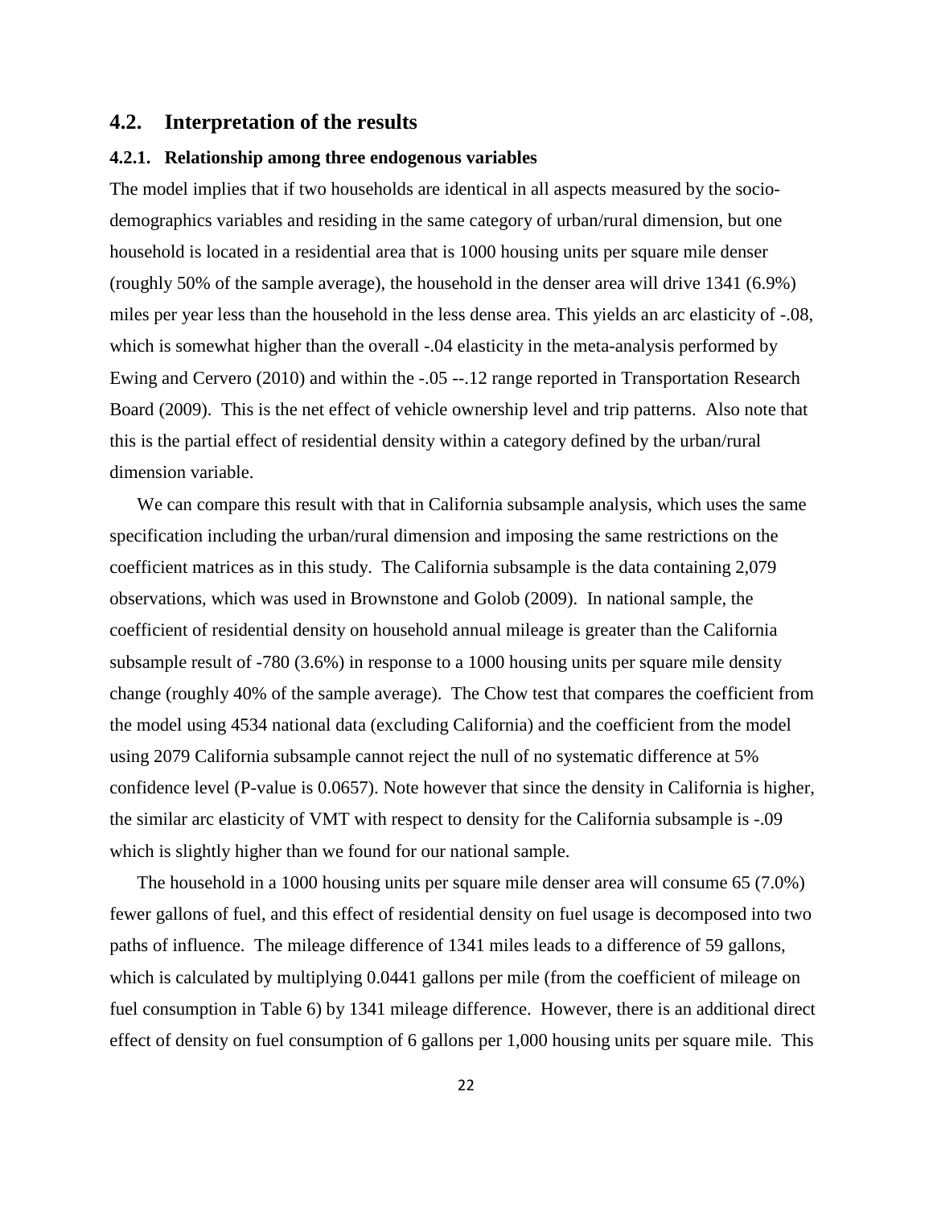## 4.2. Interpretation of the results

### 4.2.1. Relationship among three endogenous variables

The model implies that if two households are identical in all aspects measured by the socio-demographics variables and residing in the same category of urban/rural dimension, but one household is located in a residential area that is 1000 housing units per square mile denser (roughly 50% of the sample average), the household in the denser area will drive 1341 (6.9%) miles per year less than the household in the less dense area. This yields an arc elasticity of -.08, which is somewhat higher than the overall -.04 elasticity in the meta-analysis performed by Ewing and Cervero (2010) and within the -.05 --.12 range reported in Transportation Research Board (2009). This is the net effect of vehicle ownership level and trip patterns. Also note that this is the partial effect of residential density within a category defined by the urban/rural dimension variable.

We can compare this result with that in California subsample analysis, which uses the same specification including the urban/rural dimension and imposing the same restrictions on the coefficient matrices as in this study. The California subsample is the data containing 2,079 observations, which was used in Brownstone and Golob (2009). In national sample, the coefficient of residential density on household annual mileage is greater than the California subsample result of -780 (3.6%) in response to a 1000 housing units per square mile density change (roughly 40% of the sample average). The Chow test that compares the coefficient from the model using 4534 national data (excluding California) and the coefficient from the model using 2079 California subsample cannot reject the null of no systematic difference at 5% confidence level (P-value is 0.0657). Note however that since the density in California is higher, the similar arc elasticity of VMT with respect to density for the California subsample is -.09 which is slightly higher than we found for our national sample.

The household in a 1000 housing units per square mile denser area will consume 65 (7.0%) fewer gallons of fuel, and this effect of residential density on fuel usage is decomposed into two paths of influence. The mileage difference of 1341 miles leads to a difference of 59 gallons, which is calculated by multiplying 0.0441 gallons per mile (from the coefficient of mileage on fuel consumption in Table 6) by 1341 mileage difference. However, there is an additional direct effect of density on fuel consumption of 6 gallons per 1,000 housing units per square mile. This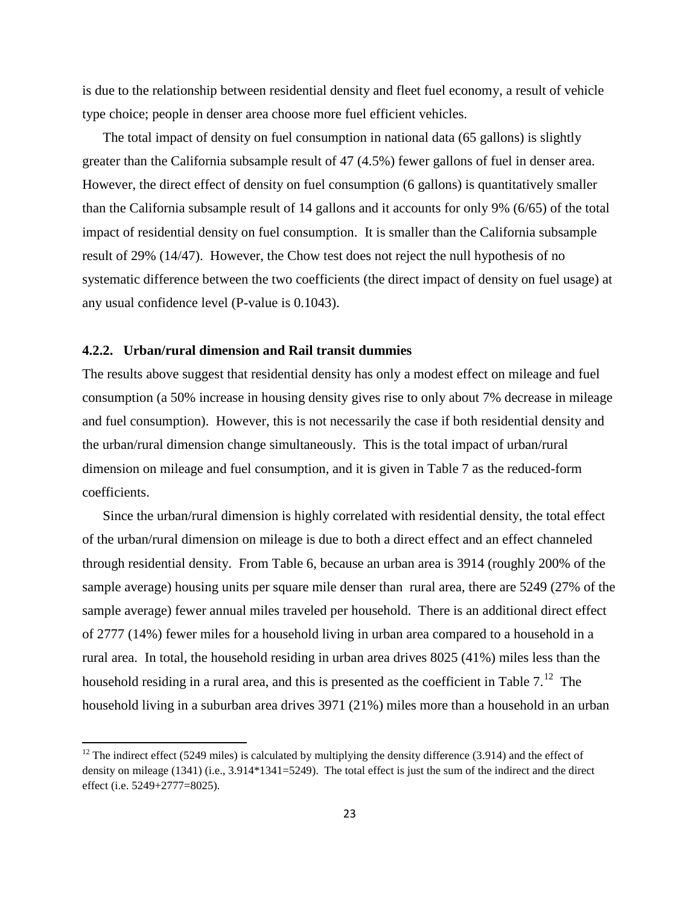is due to the relationship between residential density and fleet fuel economy, a result of vehicle type choice; people in denser area choose more fuel efficient vehicles.

The total impact of density on fuel consumption in national data (65 gallons) is slightly greater than the California subsample result of 47 (4.5%) fewer gallons of fuel in denser area. However, the direct effect of density on fuel consumption (6 gallons) is quantitatively smaller than the California subsample result of 14 gallons and it accounts for only 9% (6/65) of the total impact of residential density on fuel consumption. It is smaller than the California subsample result of 29% (14/47). However, the Chow test does not reject the null hypothesis of no systematic difference between the two coefficients (the direct impact of density on fuel usage) at any usual confidence level (P-value is 0.1043).

#### 4.2.2. Urban/rural dimension and Rail transit dummies

The results above suggest that residential density has only a modest effect on mileage and fuel consumption (a 50% increase in housing density gives rise to only about 7% decrease in mileage and fuel consumption). However, this is not necessarily the case if both residential density and the urban/rural dimension change simultaneously. This is the total impact of urban/rural dimension on mileage and fuel consumption, and it is given in Table 7 as the reduced-form coefficients.

Since the urban/rural dimension is highly correlated with residential density, the total effect of the urban/rural dimension on mileage is due to both a direct effect and an effect channeled through residential density. From Table 6, because an urban area is 3914 (roughly 200% of the sample average) housing units per square mile denser than rural area, there are 5249 (27% of the sample average) fewer annual miles traveled per household. There is an additional direct effect of 2777 (14%) fewer miles for a household living in urban area compared to a household in a rural area. In total, the household residing in urban area drives 8025 (41%) miles less than the household residing in a rural area, and this is presented as the coefficient in Table 7.[12] The household living in a suburban area drives 3971 (21%) miles more than a household in an urban

---

[12] The indirect effect (5249 miles) is calculated by multiplying the density difference (3.914) and the effect of density on mileage (1341) (i.e., 3.914*1341=5249). The total effect is just the sum of the indirect and the direct effect (i.e. 5249+2777=8025).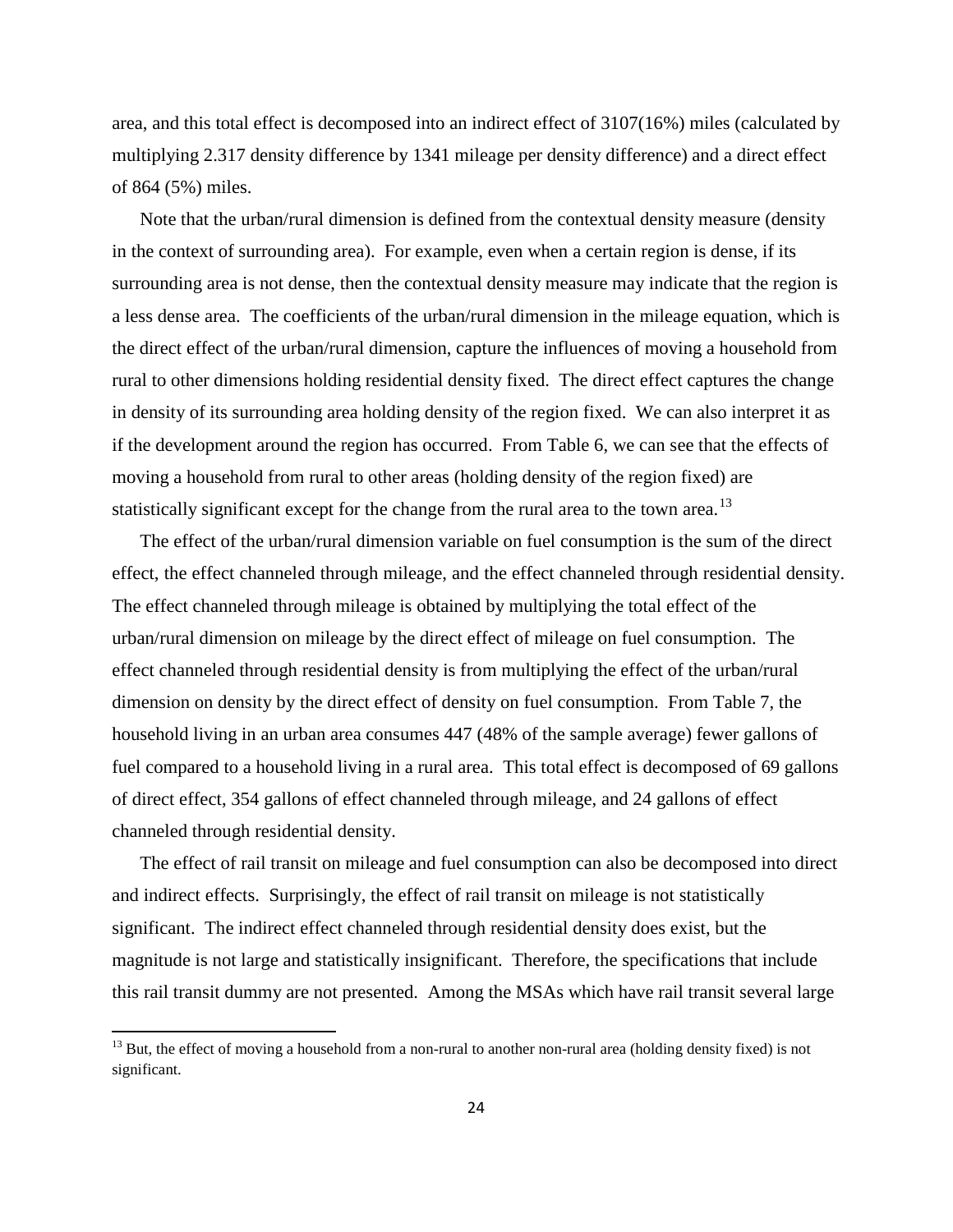area, and this total effect is decomposed into an indirect effect of 3107(16%) miles (calculated by multiplying 2.317 density difference by 1341 mileage per density difference) and a direct effect of 864 (5%) miles.

Note that the urban/rural dimension is defined from the contextual density measure (density in the context of surrounding area). For example, even when a certain region is dense, if its surrounding area is not dense, then the contextual density measure may indicate that the region is a less dense area. The coefficients of the urban/rural dimension in the mileage equation, which is the direct effect of the urban/rural dimension, capture the influences of moving a household from rural to other dimensions holding residential density fixed. The direct effect captures the change in density of its surrounding area holding density of the region fixed. We can also interpret it as if the development around the region has occurred. From Table 6, we can see that the effects of moving a household from rural to other areas (holding density of the region fixed) are statistically significant except for the change from the rural area to the town area.[13]

The effect of the urban/rural dimension variable on fuel consumption is the sum of the direct effect, the effect channeled through mileage, and the effect channeled through residential density. The effect channeled through mileage is obtained by multiplying the total effect of the urban/rural dimension on mileage by the direct effect of mileage on fuel consumption. The effect channeled through residential density is from multiplying the effect of the urban/rural dimension on density by the direct effect of density on fuel consumption. From Table 7, the household living in an urban area consumes 447 (48% of the sample average) fewer gallons of fuel compared to a household living in a rural area. This total effect is decomposed of 69 gallons of direct effect, 354 gallons of effect channeled through mileage, and 24 gallons of effect channeled through residential density.

The effect of rail transit on mileage and fuel consumption can also be decomposed into direct and indirect effects. Surprisingly, the effect of rail transit on mileage is not statistically significant. The indirect effect channeled through residential density does exist, but the magnitude is not large and statistically insignificant. Therefore, the specifications that include this rail transit dummy are not presented. Among the MSAs which have rail transit several large

---

[13] But, the effect of moving a household from a non-rural to another non-rural area (holding density fixed) is not significant.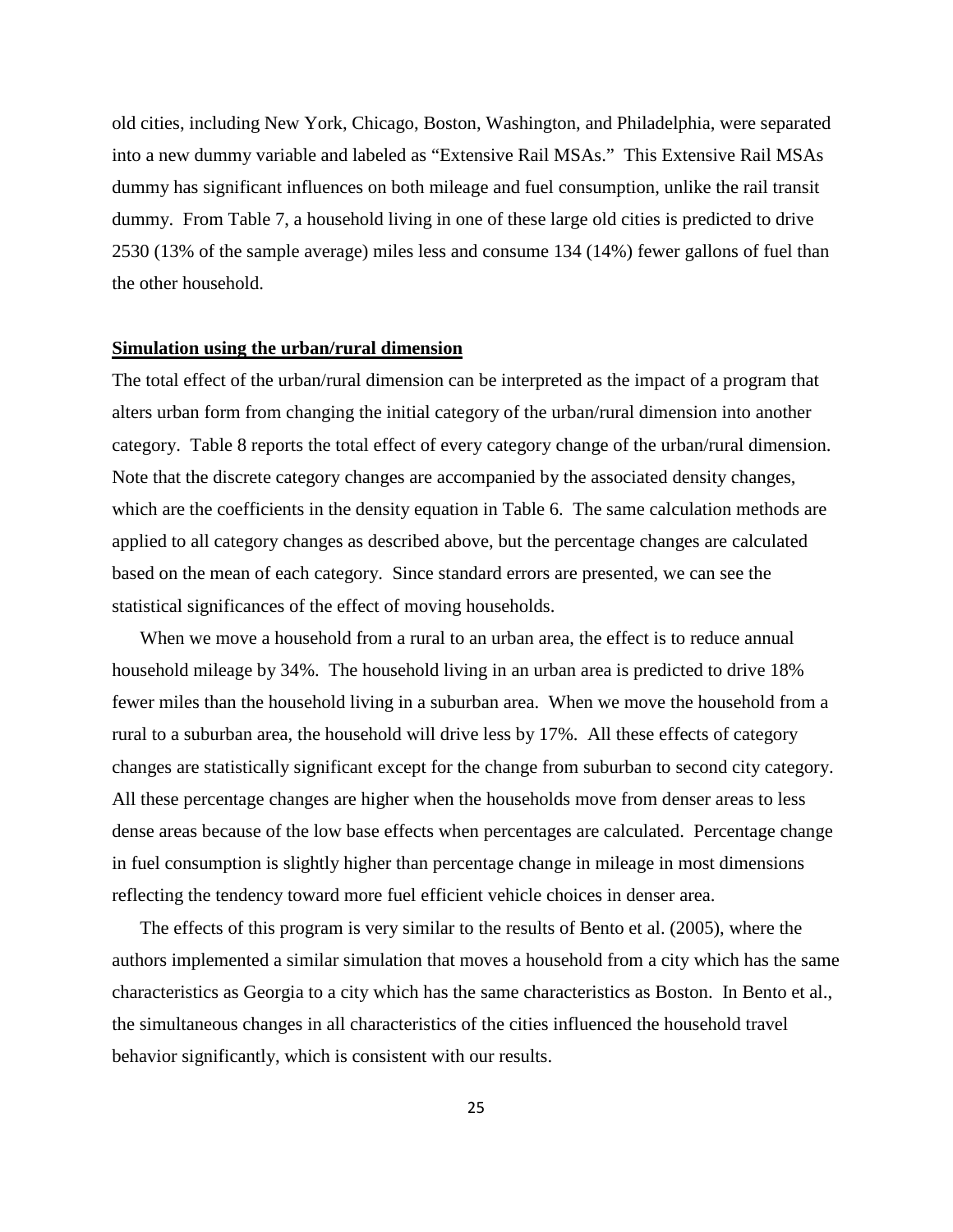old cities, including New York, Chicago, Boston, Washington, and Philadelphia, were separated into a new dummy variable and labeled as "Extensive Rail MSAs." This Extensive Rail MSAs dummy has significant influences on both mileage and fuel consumption, unlike the rail transit dummy. From Table 7, a household living in one of these large old cities is predicted to drive 2530 (13% of the sample average) miles less and consume 134 (14%) fewer gallons of fuel than the other household.

**Simulation using the urban/rural dimension**

The total effect of the urban/rural dimension can be interpreted as the impact of a program that alters urban form from changing the initial category of the urban/rural dimension into another category. Table 8 reports the total effect of every category change of the urban/rural dimension. Note that the discrete category changes are accompanied by the associated density changes, which are the coefficients in the density equation in Table 6. The same calculation methods are applied to all category changes as described above, but the percentage changes are calculated based on the mean of each category. Since standard errors are presented, we can see the statistical significances of the effect of moving households.

When we move a household from a rural to an urban area, the effect is to reduce annual household mileage by 34%. The household living in an urban area is predicted to drive 18% fewer miles than the household living in a suburban area. When we move the household from a rural to a suburban area, the household will drive less by 17%. All these effects of category changes are statistically significant except for the change from suburban to second city category. All these percentage changes are higher when the households move from denser areas to less dense areas because of the low base effects when percentages are calculated. Percentage change in fuel consumption is slightly higher than percentage change in mileage in most dimensions reflecting the tendency toward more fuel efficient vehicle choices in denser area.

The effects of this program is very similar to the results of Bento et al. (2005), where the authors implemented a similar simulation that moves a household from a city which has the same characteristics as Georgia to a city which has the same characteristics as Boston. In Bento et al., the simultaneous changes in all characteristics of the cities influenced the household travel behavior significantly, which is consistent with our results.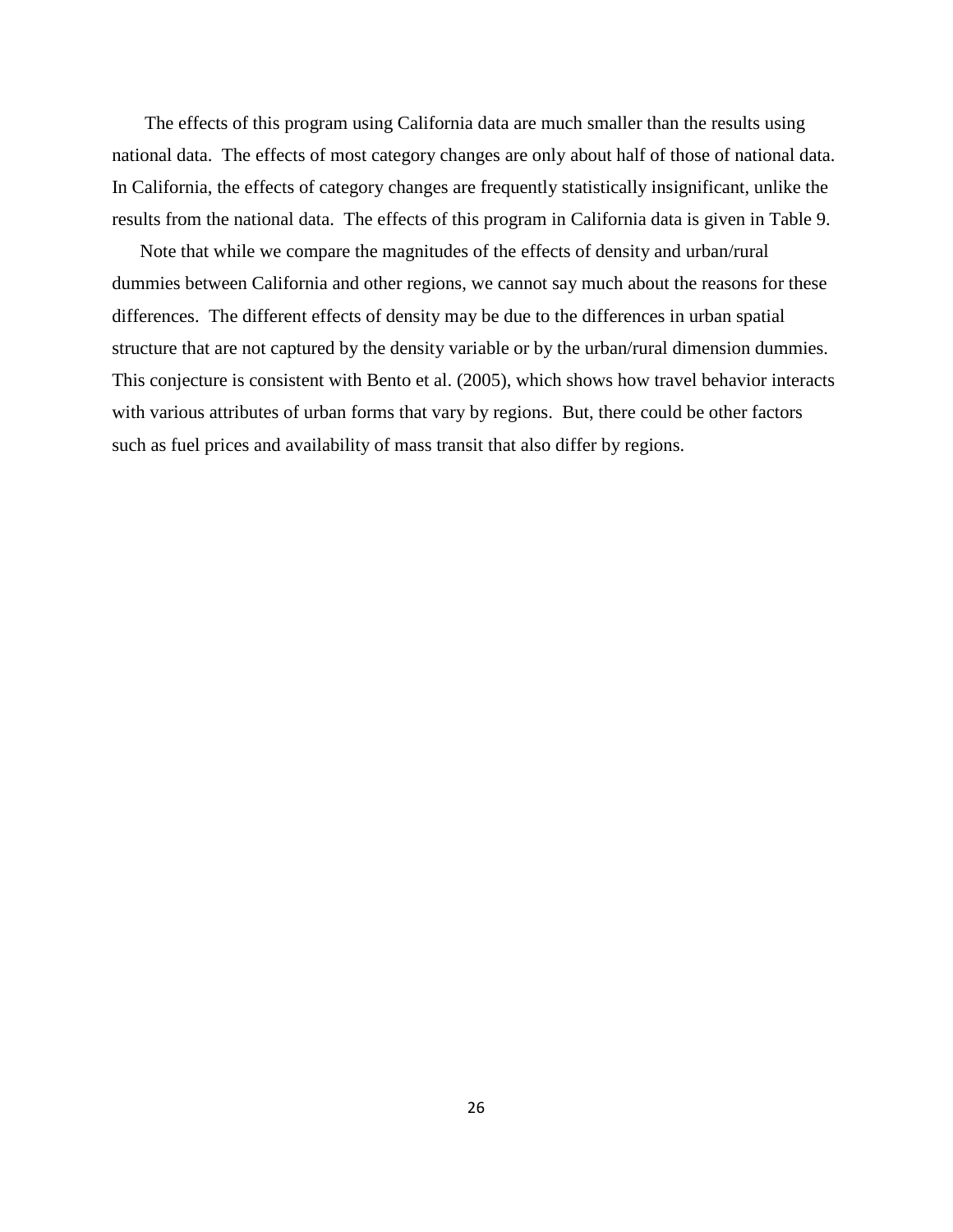The effects of this program using California data are much smaller than the results using national data. The effects of most category changes are only about half of those of national data. In California, the effects of category changes are frequently statistically insignificant, unlike the results from the national data. The effects of this program in California data is given in Table 9.

Note that while we compare the magnitudes of the effects of density and urban/rural dummies between California and other regions, we cannot say much about the reasons for these differences. The different effects of density may be due to the differences in urban spatial structure that are not captured by the density variable or by the urban/rural dimension dummies. This conjecture is consistent with Bento et al. (2005), which shows how travel behavior interacts with various attributes of urban forms that vary by regions. But, there could be other factors such as fuel prices and availability of mass transit that also differ by regions.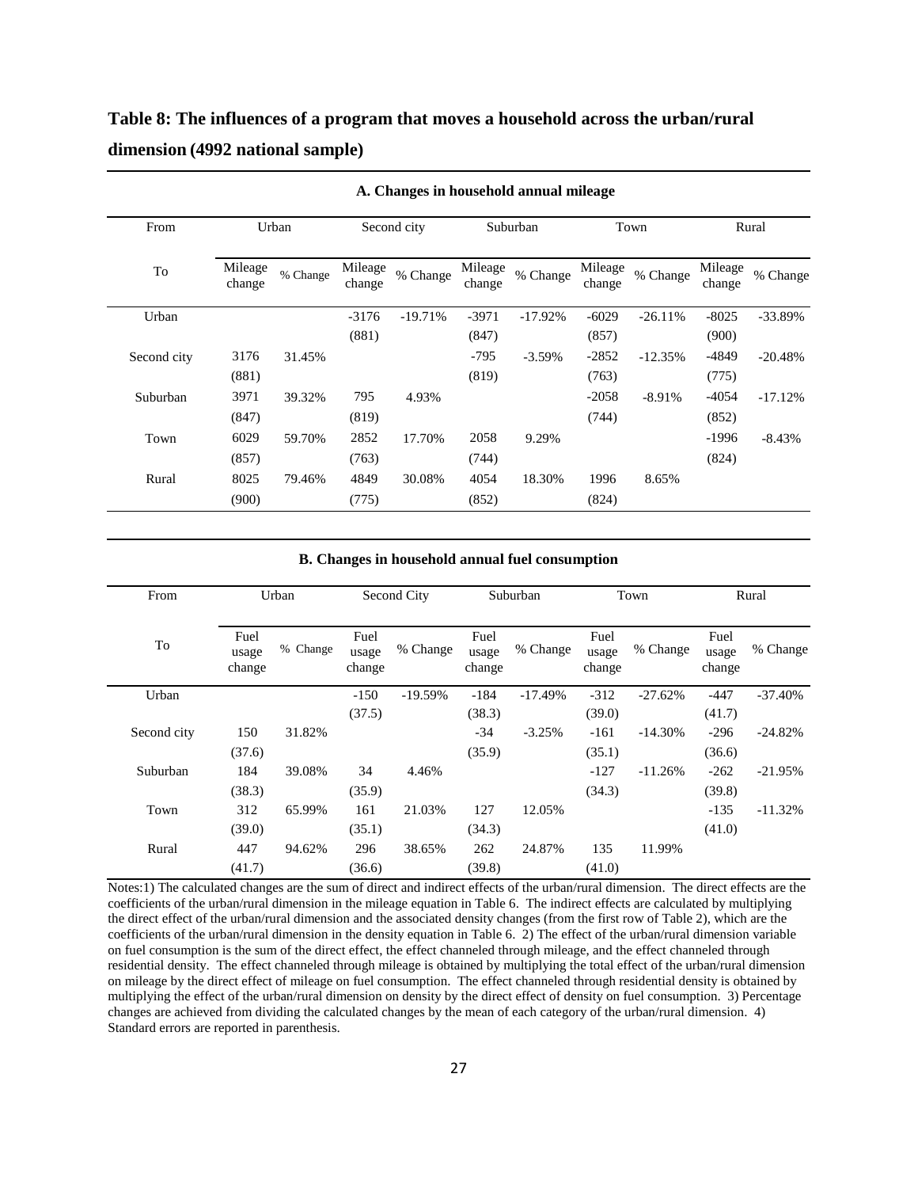**Table 8: The influences of a program that moves a household across the urban/rural dimension (4992 national sample)**

**A. Changes in household annual mileage**

| From | Urban | | Second city | | Suburban | | Town | | Rural | |
|---|---|---|---|---|---|---|---|---|---|---|
| To | Mileage change | % Change | Mileage change | % Change | Mileage change | % Change | Mileage change | % Change | Mileage change | % Change |
| Urban | | | -3176 | -19.71% | -3971 | -17.92% | -6029 | -26.11% | -8025 | -33.89% |
| | | | (881) | | (847) | | (857) | | (900) | |
| Second city | 3176 | 31.45% | | | -795 | -3.59% | -2852 | -12.35% | -4849 | -20.48% |
| | (881) | | | | (819) | | (763) | | (775) | |
| Suburban | 3971 | 39.32% | 795 | 4.93% | | | -2058 | -8.91% | -4054 | -17.12% |
| | (847) | | (819) | | | | (744) | | (852) | |
| Town | 6029 | 59.70% | 2852 | 17.70% | 2058 | 9.29% | | | -1996 | -8.43% |
| | (857) | | (763) | | (744) | | | | (824) | |
| Rural | 8025 | 79.46% | 4849 | 30.08% | 4054 | 18.30% | 1996 | 8.65% | | |
| | (900) | | (775) | | (852) | | (824) | | | |

**B. Changes in household annual fuel consumption**

| From | Urban | | Second City | | Suburban | | Town | | Rural | |
|---|---|---|---|---|---|---|---|---|---|---|
| To | Fuel usage change | % Change | Fuel usage change | % Change | Fuel usage change | % Change | Fuel usage change | % Change | Fuel usage change | % Change |
| Urban | | | -150 | -19.59% | -184 | -17.49% | -312 | -27.62% | -447 | -37.40% |
| | | | (37.5) | | (38.3) | | (39.0) | | (41.7) | |
| Second city | 150 | 31.82% | | | -34 | -3.25% | -161 | -14.30% | -296 | -24.82% |
| | (37.6) | | | | (35.9) | | (35.1) | | (36.6) | |
| Suburban | 184 | 39.08% | 34 | 4.46% | | | -127 | -11.26% | -262 | -21.95% |
| | (38.3) | | (35.9) | | | | (34.3) | | (39.8) | |
| Town | 312 | 65.99% | 161 | 21.03% | 127 | 12.05% | | | -135 | -11.32% |
| | (39.0) | | (35.1) | | (34.3) | | | | (41.0) | |
| Rural | 447 | 94.62% | 296 | 38.65% | 262 | 24.87% | 135 | 11.99% | | |
| | (41.7) | | (36.6) | | (39.8) | | (41.0) | | | |

Notes:1) The calculated changes are the sum of direct and indirect effects of the urban/rural dimension. The direct effects are the coefficients of the urban/rural dimension in the mileage equation in Table 6. The indirect effects are calculated by multiplying the direct effect of the urban/rural dimension and the associated density changes (from the first row of Table 2), which are the coefficients of the urban/rural dimension in the density equation in Table 6. 2) The effect of the urban/rural dimension variable on fuel consumption is the sum of the direct effect, the effect channeled through mileage, and the effect channeled through residential density. The effect channeled through mileage is obtained by multiplying the total effect of the urban/rural dimension on mileage by the direct effect of mileage on fuel consumption. The effect channeled through residential density is obtained by multiplying the effect of the urban/rural dimension on density by the direct effect of density on fuel consumption. 3) Percentage changes are achieved from dividing the calculated changes by the mean of each category of the urban/rural dimension. 4) Standard errors are reported in parenthesis.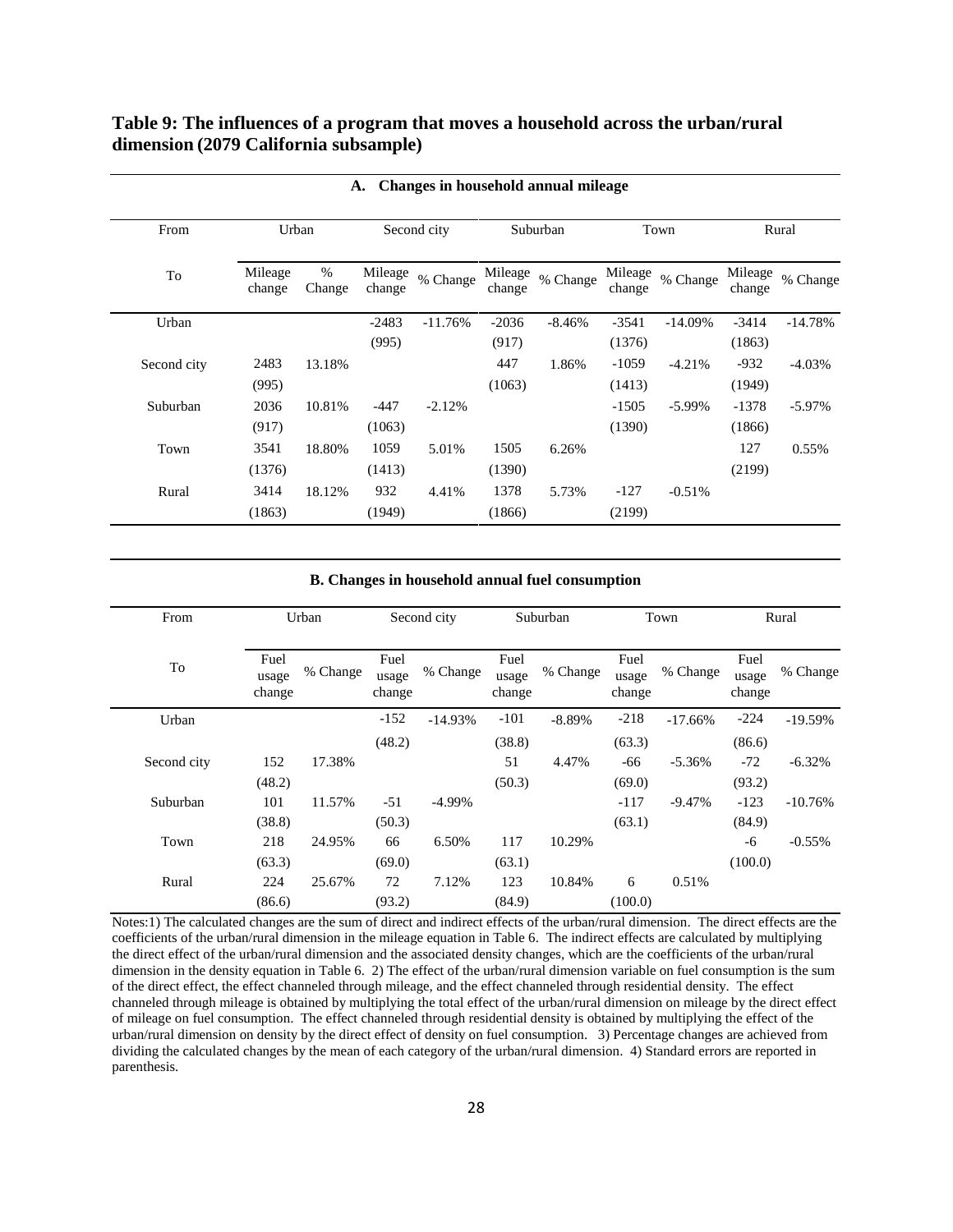**Table 9: The influences of a program that moves a household across the urban/rural dimension (2079 California subsample)**

**A. Changes in household annual mileage**

| From | Urban | | Second city | | Suburban | | Town | | Rural | |
|---|---|---|---|---|---|---|---|---|---|---|
| To | Mileage change | % Change | Mileage change | % Change | Mileage change | % Change | Mileage change | % Change | Mileage change | % Change |
| Urban | | | -2483 | -11.76% | -2036 | -8.46% | -3541 | -14.09% | -3414 | -14.78% |
| | | | (995) | | (917) | | (1376) | | (1863) | |
| Second city | 2483 | 13.18% | | | 447 | 1.86% | -1059 | -4.21% | -932 | -4.03% |
| | (995) | | | | (1063) | | (1413) | | (1949) | |
| Suburban | 2036 | 10.81% | -447 | -2.12% | | | -1505 | -5.99% | -1378 | -5.97% |
| | (917) | | (1063) | | | | (1390) | | (1866) | |
| Town | 3541 | 18.80% | 1059 | 5.01% | 1505 | 6.26% | | | 127 | 0.55% |
| | (1376) | | (1413) | | (1390) | | | | (2199) | |
| Rural | 3414 | 18.12% | 932 | 4.41% | 1378 | 5.73% | -127 | -0.51% | | |
| | (1863) | | (1949) | | (1866) | | (2199) | | | |

**B. Changes in household annual fuel consumption**

| From | Urban | | Second city | | Suburban | | Town | | Rural | |
|---|---|---|---|---|---|---|---|---|---|---|
| To | Fuel usage change | % Change | Fuel usage change | % Change | Fuel usage change | % Change | Fuel usage change | % Change | Fuel usage change | % Change |
| Urban | | | -152 | -14.93% | -101 | -8.89% | -218 | -17.66% | -224 | -19.59% |
| | | | (48.2) | | (38.8) | | (63.3) | | (86.6) | |
| Second city | 152 | 17.38% | | | 51 | 4.47% | -66 | -5.36% | -72 | -6.32% |
| | (48.2) | | | | (50.3) | | (69.0) | | (93.2) | |
| Suburban | 101 | 11.57% | -51 | -4.99% | | | -117 | -9.47% | -123 | -10.76% |
| | (38.8) | | (50.3) | | | | (63.1) | | (84.9) | |
| Town | 218 | 24.95% | 66 | 6.50% | 117 | 10.29% | | | -6 | -0.55% |
| | (63.3) | | (69.0) | | (63.1) | | | | (100.0) | |
| Rural | 224 | 25.67% | 72 | 7.12% | 123 | 10.84% | 6 | 0.51% | | |
| | (86.6) | | (93.2) | | (84.9) | | (100.0) | | | |

Notes:1) The calculated changes are the sum of direct and indirect effects of the urban/rural dimension. The direct effects are the coefficients of the urban/rural dimension in the mileage equation in Table 6. The indirect effects are calculated by multiplying the direct effect of the urban/rural dimension and the associated density changes, which are the coefficients of the urban/rural dimension in the density equation in Table 6. 2) The effect of the urban/rural dimension variable on fuel consumption is the sum of the direct effect, the effect channeled through mileage, and the effect channeled through residential density. The effect channeled through mileage is obtained by multiplying the total effect of the urban/rural dimension on mileage by the direct effect of mileage on fuel consumption. The effect channeled through residential density is obtained by multiplying the effect of the urban/rural dimension on density by the direct effect of density on fuel consumption. 3) Percentage changes are achieved from dividing the calculated changes by the mean of each category of the urban/rural dimension. 4) Standard errors are reported in parenthesis.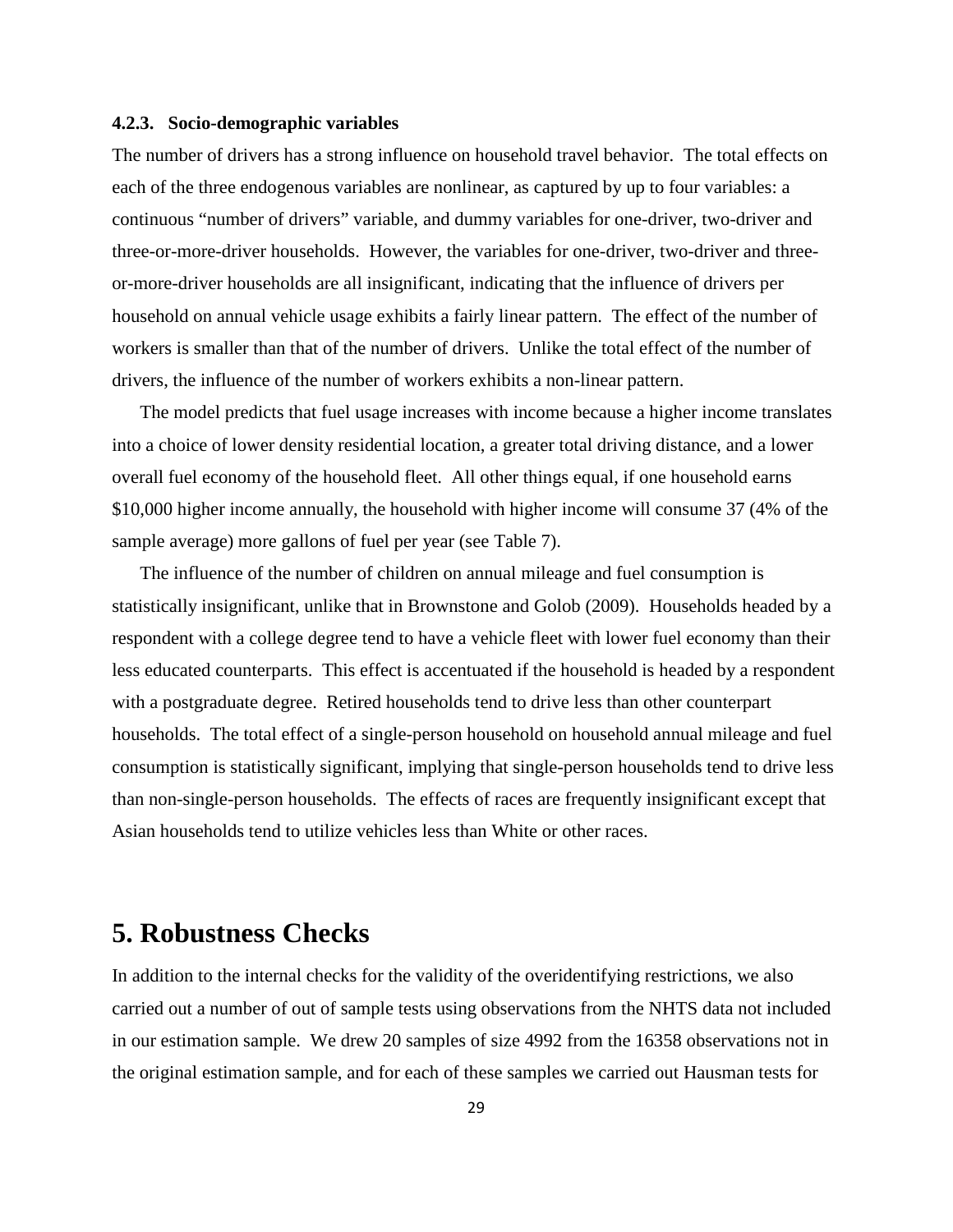#### 4.2.3. Socio-demographic variables

The number of drivers has a strong influence on household travel behavior. The total effects on each of the three endogenous variables are nonlinear, as captured by up to four variables: a continuous "number of drivers" variable, and dummy variables for one-driver, two-driver and three-or-more-driver households. However, the variables for one-driver, two-driver and three-or-more-driver households are all insignificant, indicating that the influence of drivers per household on annual vehicle usage exhibits a fairly linear pattern. The effect of the number of workers is smaller than that of the number of drivers. Unlike the total effect of the number of drivers, the influence of the number of workers exhibits a non-linear pattern.

The model predicts that fuel usage increases with income because a higher income translates into a choice of lower density residential location, a greater total driving distance, and a lower overall fuel economy of the household fleet. All other things equal, if one household earns $10,000 higher income annually, the household with higher income will consume 37 (4% of the sample average) more gallons of fuel per year (see Table 7).

The influence of the number of children on annual mileage and fuel consumption is statistically insignificant, unlike that in Brownstone and Golob (2009). Households headed by a respondent with a college degree tend to have a vehicle fleet with lower fuel economy than their less educated counterparts. This effect is accentuated if the household is headed by a respondent with a postgraduate degree. Retired households tend to drive less than other counterpart households. The total effect of a single-person household on household annual mileage and fuel consumption is statistically significant, implying that single-person households tend to drive less than non-single-person households. The effects of races are frequently insignificant except that Asian households tend to utilize vehicles less than White or other races.

# 5. Robustness Checks

In addition to the internal checks for the validity of the overidentifying restrictions, we also carried out a number of out of sample tests using observations from the NHTS data not included in our estimation sample. We drew 20 samples of size 4992 from the 16358 observations not in the original estimation sample, and for each of these samples we carried out Hausman tests for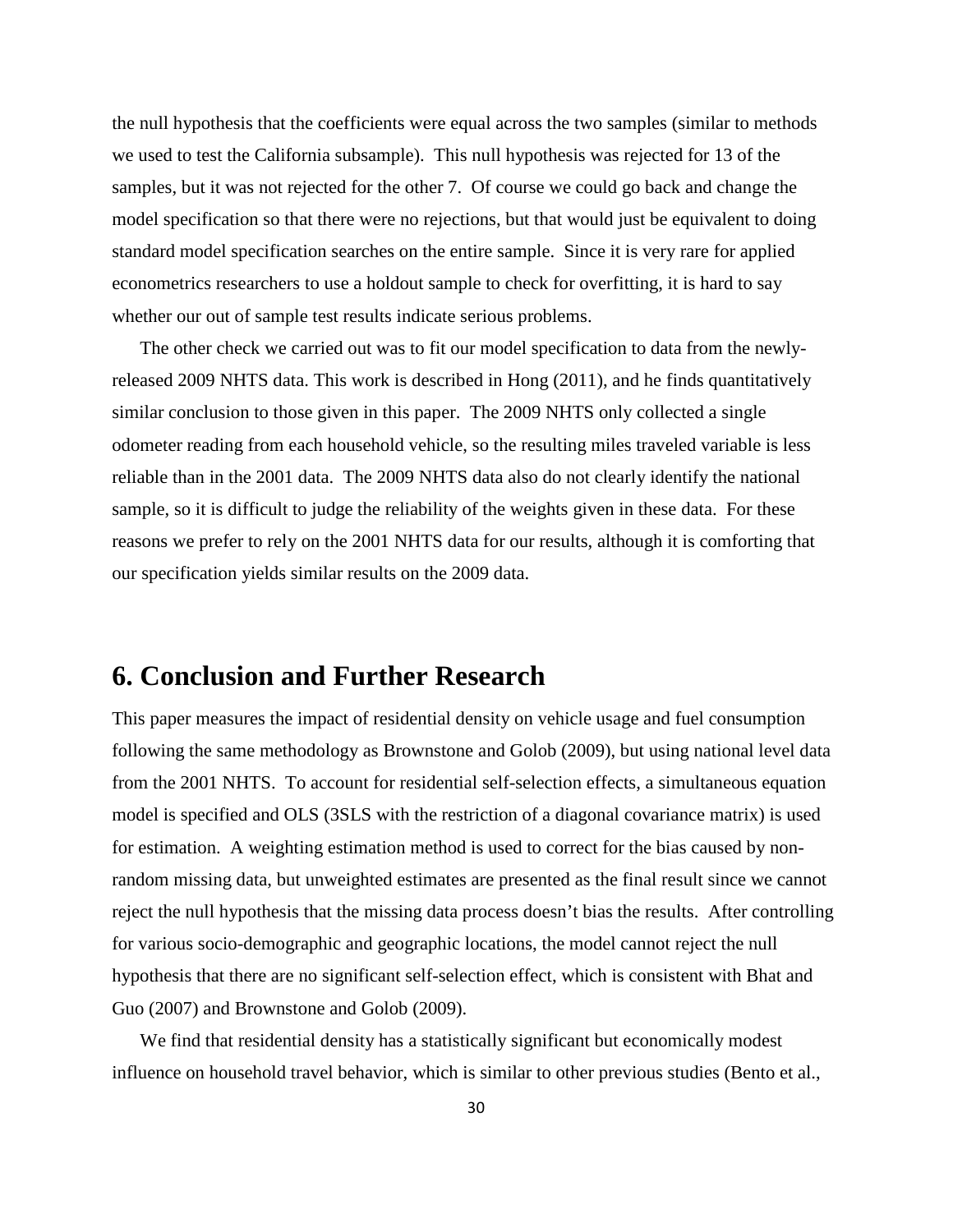the null hypothesis that the coefficients were equal across the two samples (similar to methods we used to test the California subsample). This null hypothesis was rejected for 13 of the samples, but it was not rejected for the other 7. Of course we could go back and change the model specification so that there were no rejections, but that would just be equivalent to doing standard model specification searches on the entire sample. Since it is very rare for applied econometrics researchers to use a holdout sample to check for overfitting, it is hard to say whether our out of sample test results indicate serious problems.

The other check we carried out was to fit our model specification to data from the newly-released 2009 NHTS data. This work is described in Hong (2011), and he finds quantitatively similar conclusion to those given in this paper. The 2009 NHTS only collected a single odometer reading from each household vehicle, so the resulting miles traveled variable is less reliable than in the 2001 data. The 2009 NHTS data also do not clearly identify the national sample, so it is difficult to judge the reliability of the weights given in these data. For these reasons we prefer to rely on the 2001 NHTS data for our results, although it is comforting that our specification yields similar results on the 2009 data.

# 6. Conclusion and Further Research

This paper measures the impact of residential density on vehicle usage and fuel consumption following the same methodology as Brownstone and Golob (2009), but using national level data from the 2001 NHTS. To account for residential self-selection effects, a simultaneous equation model is specified and OLS (3SLS with the restriction of a diagonal covariance matrix) is used for estimation. A weighting estimation method is used to correct for the bias caused by non-random missing data, but unweighted estimates are presented as the final result since we cannot reject the null hypothesis that the missing data process doesn't bias the results. After controlling for various socio-demographic and geographic locations, the model cannot reject the null hypothesis that there are no significant self-selection effect, which is consistent with Bhat and Guo (2007) and Brownstone and Golob (2009).

We find that residential density has a statistically significant but economically modest influence on household travel behavior, which is similar to other previous studies (Bento et al.,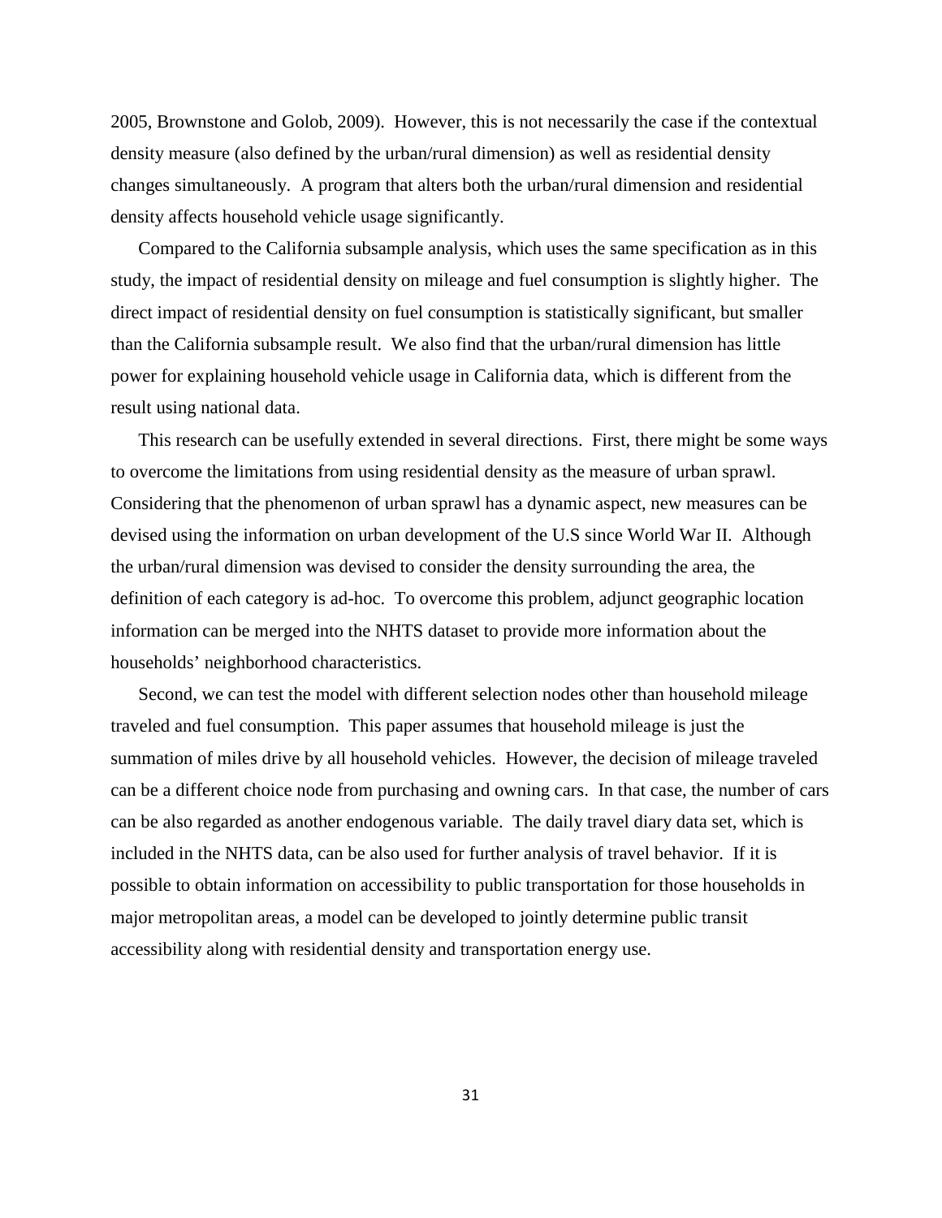2005, Brownstone and Golob, 2009). However, this is not necessarily the case if the contextual density measure (also defined by the urban/rural dimension) as well as residential density changes simultaneously. A program that alters both the urban/rural dimension and residential density affects household vehicle usage significantly.

Compared to the California subsample analysis, which uses the same specification as in this study, the impact of residential density on mileage and fuel consumption is slightly higher. The direct impact of residential density on fuel consumption is statistically significant, but smaller than the California subsample result. We also find that the urban/rural dimension has little power for explaining household vehicle usage in California data, which is different from the result using national data.

This research can be usefully extended in several directions. First, there might be some ways to overcome the limitations from using residential density as the measure of urban sprawl. Considering that the phenomenon of urban sprawl has a dynamic aspect, new measures can be devised using the information on urban development of the U.S since World War II. Although the urban/rural dimension was devised to consider the density surrounding the area, the definition of each category is ad-hoc. To overcome this problem, adjunct geographic location information can be merged into the NHTS dataset to provide more information about the households' neighborhood characteristics.

Second, we can test the model with different selection nodes other than household mileage traveled and fuel consumption. This paper assumes that household mileage is just the summation of miles drive by all household vehicles. However, the decision of mileage traveled can be a different choice node from purchasing and owning cars. In that case, the number of cars can be also regarded as another endogenous variable. The daily travel diary data set, which is included in the NHTS data, can be also used for further analysis of travel behavior. If it is possible to obtain information on accessibility to public transportation for those households in major metropolitan areas, a model can be developed to jointly determine public transit accessibility along with residential density and transportation energy use.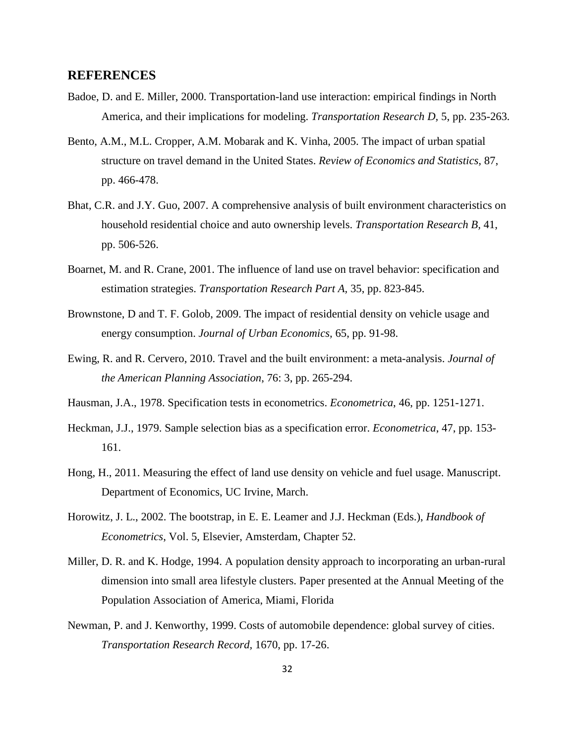## REFERENCES

Badoe, D. and E. Miller, 2000. Transportation-land use interaction: empirical findings in North America, and their implications for modeling. *Transportation Research D*, 5, pp. 235-263.

Bento, A.M., M.L. Cropper, A.M. Mobarak and K. Vinha, 2005. The impact of urban spatial structure on travel demand in the United States. *Review of Economics and Statistics*, 87, pp. 466-478.

Bhat, C.R. and J.Y. Guo, 2007. A comprehensive analysis of built environment characteristics on household residential choice and auto ownership levels. *Transportation Research B*, 41, pp. 506-526.

Boarnet, M. and R. Crane, 2001. The influence of land use on travel behavior: specification and estimation strategies. *Transportation Research Part A*, 35, pp. 823-845.

Brownstone, D and T. F. Golob, 2009. The impact of residential density on vehicle usage and energy consumption. *Journal of Urban Economics,* 65, pp. 91-98.

Ewing, R. and R. Cervero, 2010. Travel and the built environment: a meta-analysis. *Journal of the American Planning Association*, 76: 3, pp. 265-294.

Hausman, J.A., 1978. Specification tests in econometrics. *Econometrica*, 46, pp. 1251-1271.

Heckman, J.J., 1979. Sample selection bias as a specification error. *Econometrica*, 47, pp. 153-161.

Hong, H., 2011. Measuring the effect of land use density on vehicle and fuel usage. Manuscript. Department of Economics, UC Irvine, March.

Horowitz, J. L., 2002. The bootstrap, in E. E. Leamer and J.J. Heckman (Eds.), *Handbook of Econometrics*, Vol. 5, Elsevier, Amsterdam, Chapter 52.

Miller, D. R. and K. Hodge, 1994. A population density approach to incorporating an urban-rural dimension into small area lifestyle clusters. Paper presented at the Annual Meeting of the Population Association of America, Miami, Florida

Newman, P. and J. Kenworthy, 1999. Costs of automobile dependence: global survey of cities. *Transportation Research Record*, 1670, pp. 17-26.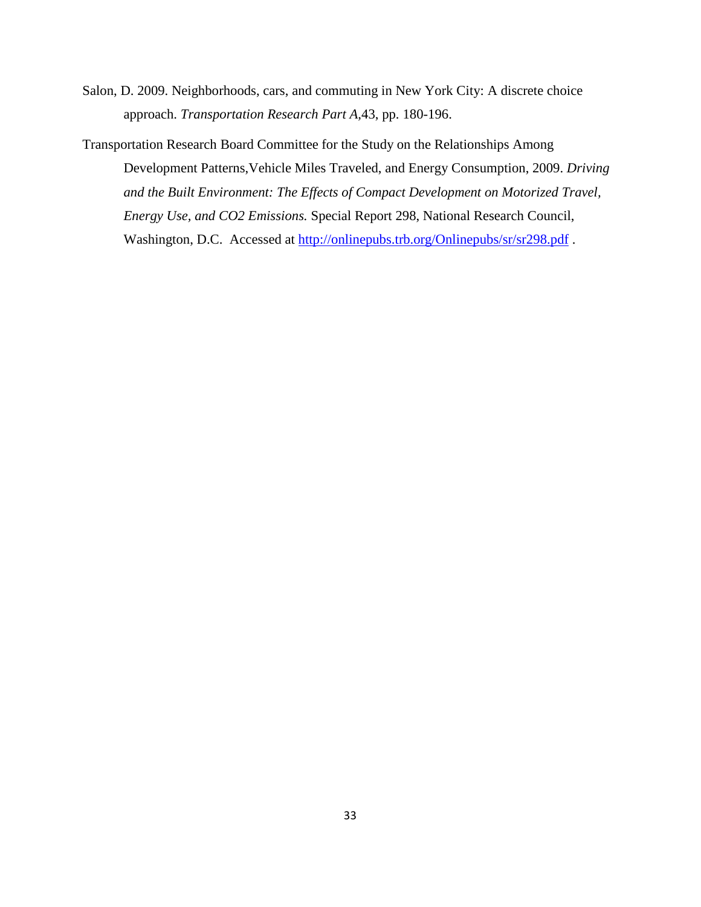Salon, D. 2009. Neighborhoods, cars, and commuting in New York City: A discrete choice approach. *Transportation Research Part A*,43, pp. 180-196.

Transportation Research Board Committee for the Study on the Relationships Among Development Patterns,Vehicle Miles Traveled, and Energy Consumption, 2009. *Driving and the Built Environment: The Effects of Compact Development on Motorized Travel, Energy Use, and CO2 Emissions.* Special Report 298, National Research Council, Washington, D.C. Accessed at http://onlinepubs.trb.org/Onlinepubs/sr/sr298.pdf .